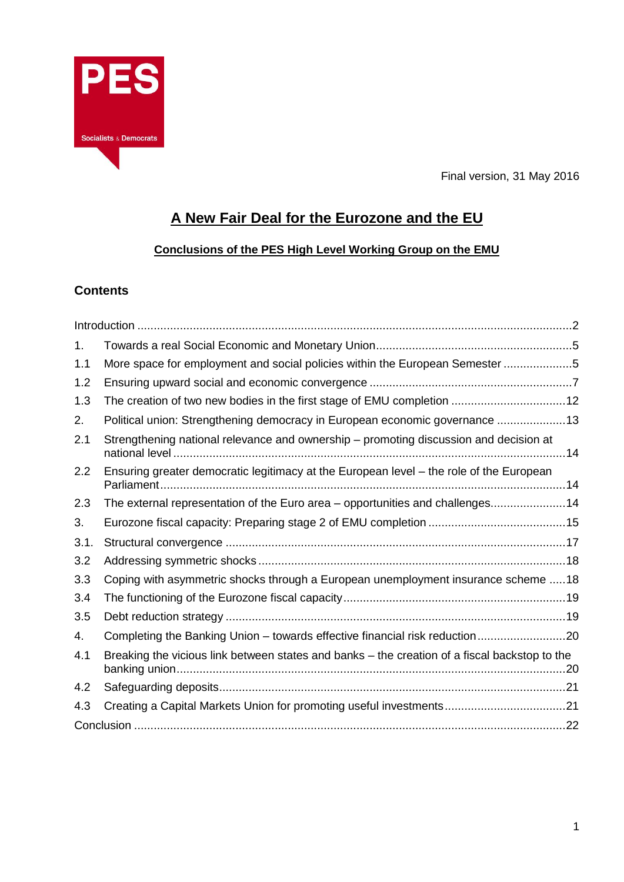PES

Socialists & Democrats

Final version, 31 May 2016

# A New Fair Deal for the Eurozone and the EU

## Conclusions of the PES High Level Working Group on the EMU

### Contents

| | | |
|---|---|---|
| Introduction | | 2 |
| 1. | Towards a real Social Economic and Monetary Union | 5 |
| 1.1 | More space for employment and social policies within the European Semester | 5 |
| 1.2 | Ensuring upward social and economic convergence | 7 |
| 1.3 | The creation of two new bodies in the first stage of EMU completion | 12 |
| 2. | Political union: Strengthening democracy in European economic governance | 13 |
| 2.1 | Strengthening national relevance and ownership – promoting discussion and decision at national level | 14 |
| 2.2 | Ensuring greater democratic legitimacy at the European level – the role of the European Parliament | 14 |
| 2.3 | The external representation of the Euro area – opportunities and challenges | 14 |
| 3. | Eurozone fiscal capacity: Preparing stage 2 of EMU completion | 15 |
| 3.1. | Structural convergence | 17 |
| 3.2 | Addressing symmetric shocks | 18 |
| 3.3 | Coping with asymmetric shocks through a European unemployment insurance scheme | 18 |
| 3.4 | The functioning of the Eurozone fiscal capacity | 19 |
| 3.5 | Debt reduction strategy | 19 |
| 4. | Completing the Banking Union – towards effective financial risk reduction | 20 |
| 4.1 | Breaking the vicious link between states and banks – the creation of a fiscal backstop to the banking union | 20 |
| 4.2 | Safeguarding deposits | 21 |
| 4.3 | Creating a Capital Markets Union for promoting useful investments | 21 |
| Conclusion | | 22 |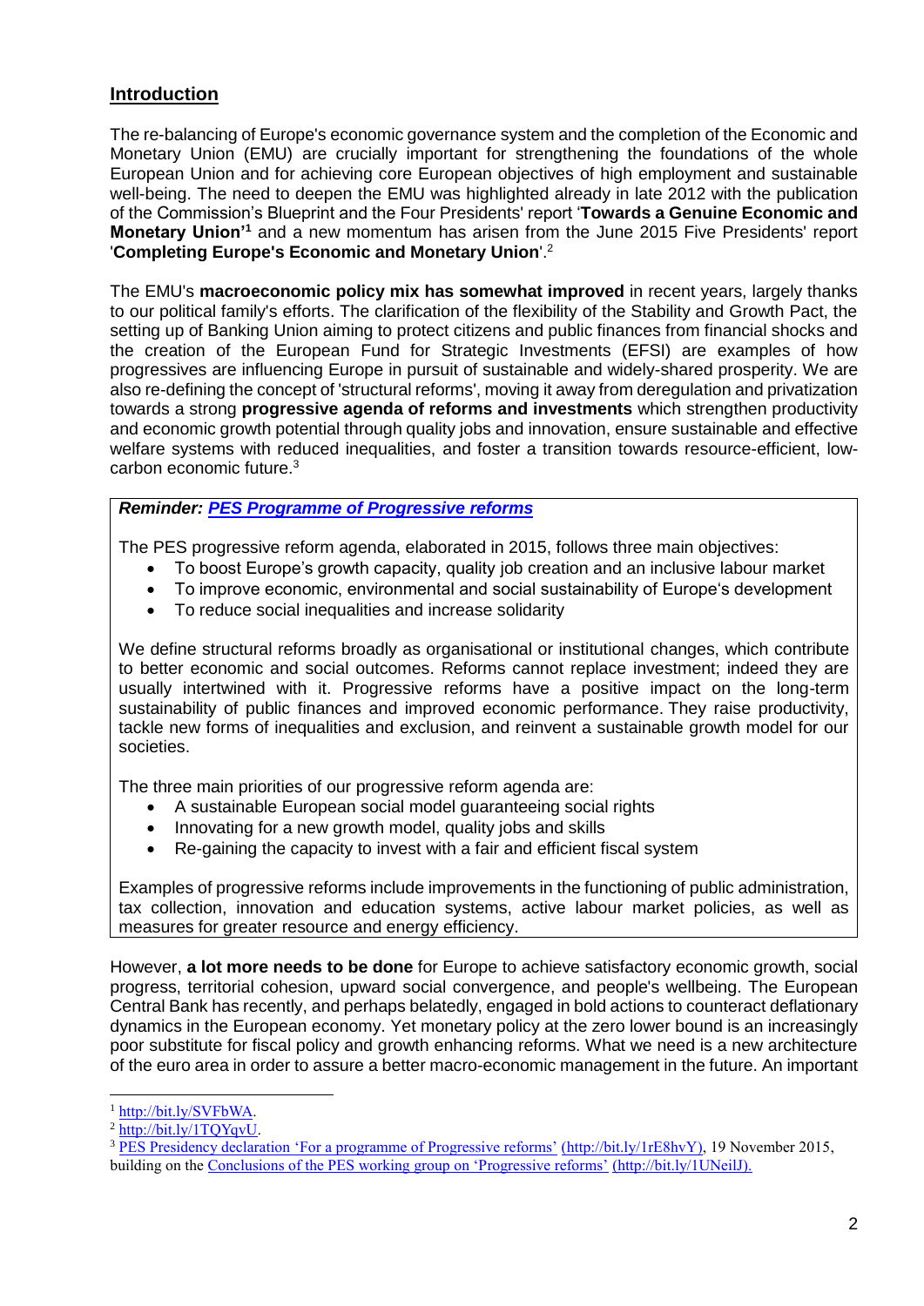## Introduction

The re-balancing of Europe's economic governance system and the completion of the Economic and Monetary Union (EMU) are crucially important for strengthening the foundations of the whole European Union and for achieving core European objectives of high employment and sustainable well-being. The need to deepen the EMU was highlighted already in late 2012 with the publication of the Commission's Blueprint and the Four Presidents' report '**Towards a Genuine Economic and Monetary Union'**[1] and a new momentum has arisen from the June 2015 Five Presidents' report '**Completing Europe's Economic and Monetary Union**'.[2]

The EMU's **macroeconomic policy mix has somewhat improved** in recent years, largely thanks to our political family's efforts. The clarification of the flexibility of the Stability and Growth Pact, the setting up of Banking Union aiming to protect citizens and public finances from financial shocks and the creation of the European Fund for Strategic Investments (EFSI) are examples of how progressives are influencing Europe in pursuit of sustainable and widely-shared prosperity. We are also re-defining the concept of 'structural reforms', moving it away from deregulation and privatization towards a strong **progressive agenda of reforms and investments** which strengthen productivity and economic growth potential through quality jobs and innovation, ensure sustainable and effective welfare systems with reduced inequalities, and foster a transition towards resource-efficient, low-carbon economic future.[3]

> ***Reminder: PES Programme of Progressive reforms***
>
> The PES progressive reform agenda, elaborated in 2015, follows three main objectives:
>
> - To boost Europe's growth capacity, quality job creation and an inclusive labour market
> - To improve economic, environmental and social sustainability of Europe's development
> - To reduce social inequalities and increase solidarity
>
> We define structural reforms broadly as organisational or institutional changes, which contribute to better economic and social outcomes. Reforms cannot replace investment; indeed they are usually intertwined with it. Progressive reforms have a positive impact on the long-term sustainability of public finances and improved economic performance. They raise productivity, tackle new forms of inequalities and exclusion, and reinvent a sustainable growth model for our societies.
>
> The three main priorities of our progressive reform agenda are:
>
> - A sustainable European social model guaranteeing social rights
> - Innovating for a new growth model, quality jobs and skills
> - Re-gaining the capacity to invest with a fair and efficient fiscal system
>
> Examples of progressive reforms include improvements in the functioning of public administration, tax collection, innovation and education systems, active labour market policies, as well as measures for greater resource and energy efficiency.

However, **a lot more needs to be done** for Europe to achieve satisfactory economic growth, social progress, territorial cohesion, upward social convergence, and people's wellbeing. The European Central Bank has recently, and perhaps belatedly, engaged in bold actions to counteract deflationary dynamics in the European economy. Yet monetary policy at the zero lower bound is an increasingly poor substitute for fiscal policy and growth enhancing reforms. What we need is a new architecture of the euro area in order to assure a better macro-economic management in the future. An important

---

[1] http://bit.ly/SVFbWA.

[2] http://bit.ly/1TQYqvU.

[3] PES Presidency declaration 'For a programme of Progressive reforms' (http://bit.ly/1rE8hvY), 19 November 2015, building on the Conclusions of the PES working group on 'Progressive reforms' (http://bit.ly/1UNeilJ).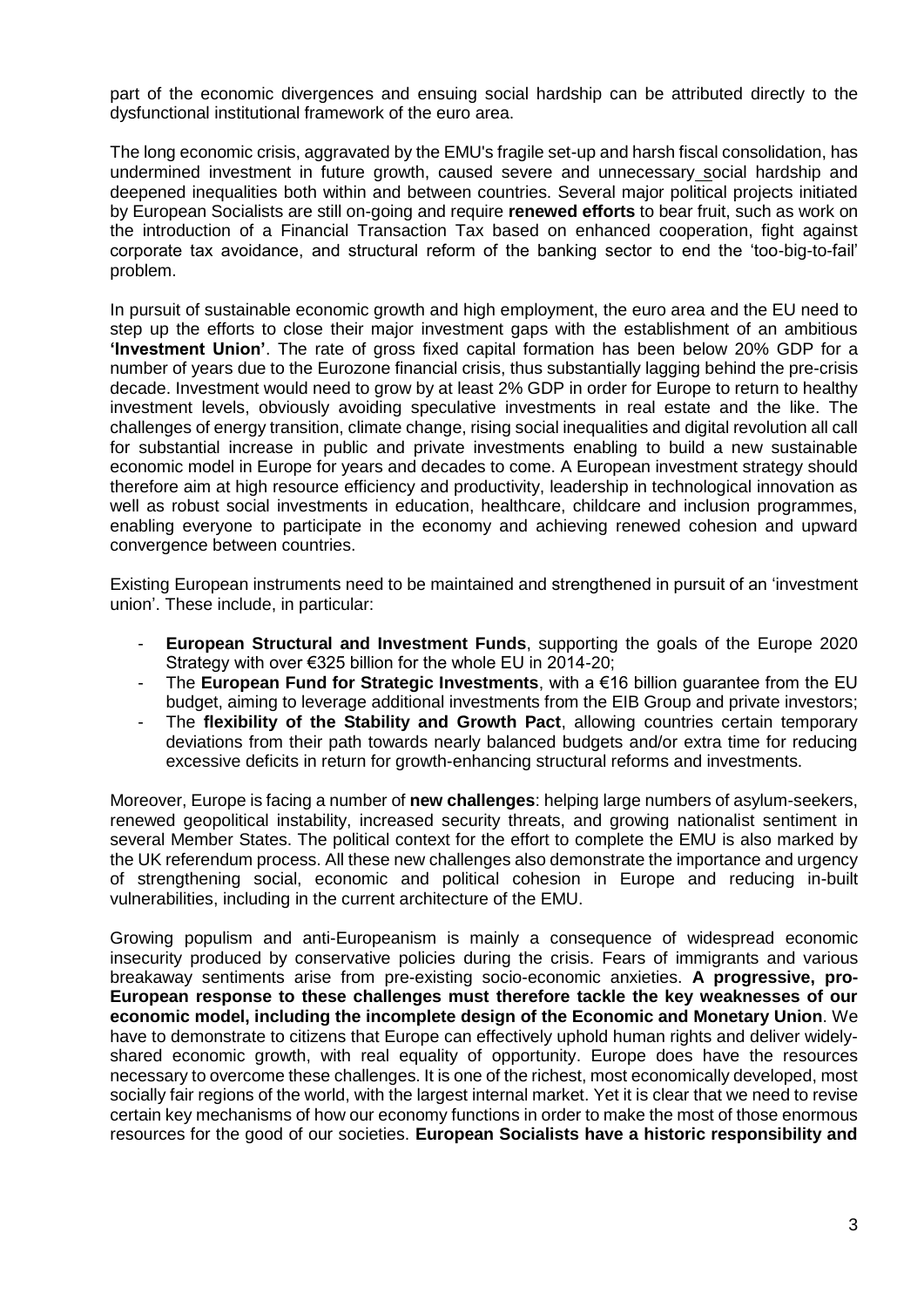part of the economic divergences and ensuing social hardship can be attributed directly to the dysfunctional institutional framework of the euro area.

The long economic crisis, aggravated by the EMU's fragile set-up and harsh fiscal consolidation, has undermined investment in future growth, caused severe and unnecessary social hardship and deepened inequalities both within and between countries. Several major political projects initiated by European Socialists are still on-going and require **renewed efforts** to bear fruit, such as work on the introduction of a Financial Transaction Tax based on enhanced cooperation, fight against corporate tax avoidance, and structural reform of the banking sector to end the 'too-big-to-fail' problem.

In pursuit of sustainable economic growth and high employment, the euro area and the EU need to step up the efforts to close their major investment gaps with the establishment of an ambitious **'Investment Union'**. The rate of gross fixed capital formation has been below 20% GDP for a number of years due to the Eurozone financial crisis, thus substantially lagging behind the pre-crisis decade. Investment would need to grow by at least 2% GDP in order for Europe to return to healthy investment levels, obviously avoiding speculative investments in real estate and the like. The challenges of energy transition, climate change, rising social inequalities and digital revolution all call for substantial increase in public and private investments enabling to build a new sustainable economic model in Europe for years and decades to come. A European investment strategy should therefore aim at high resource efficiency and productivity, leadership in technological innovation as well as robust social investments in education, healthcare, childcare and inclusion programmes, enabling everyone to participate in the economy and achieving renewed cohesion and upward convergence between countries.

Existing European instruments need to be maintained and strengthened in pursuit of an 'investment union'. These include, in particular:

- **European Structural and Investment Funds**, supporting the goals of the Europe 2020 Strategy with over €325 billion for the whole EU in 2014-20;
- The **European Fund for Strategic Investments**, with a €16 billion guarantee from the EU budget, aiming to leverage additional investments from the EIB Group and private investors;
- The **flexibility of the Stability and Growth Pact**, allowing countries certain temporary deviations from their path towards nearly balanced budgets and/or extra time for reducing excessive deficits in return for growth-enhancing structural reforms and investments.

Moreover, Europe is facing a number of **new challenges**: helping large numbers of asylum-seekers, renewed geopolitical instability, increased security threats, and growing nationalist sentiment in several Member States. The political context for the effort to complete the EMU is also marked by the UK referendum process. All these new challenges also demonstrate the importance and urgency of strengthening social, economic and political cohesion in Europe and reducing in-built vulnerabilities, including in the current architecture of the EMU.

Growing populism and anti-Europeanism is mainly a consequence of widespread economic insecurity produced by conservative policies during the crisis. Fears of immigrants and various breakaway sentiments arise from pre-existing socio-economic anxieties. **A progressive, pro-European response to these challenges must therefore tackle the key weaknesses of our economic model, including the incomplete design of the Economic and Monetary Union**. We have to demonstrate to citizens that Europe can effectively uphold human rights and deliver widely-shared economic growth, with real equality of opportunity. Europe does have the resources necessary to overcome these challenges. It is one of the richest, most economically developed, most socially fair regions of the world, with the largest internal market. Yet it is clear that we need to revise certain key mechanisms of how our economy functions in order to make the most of those enormous resources for the good of our societies. **European Socialists have a historic responsibility and**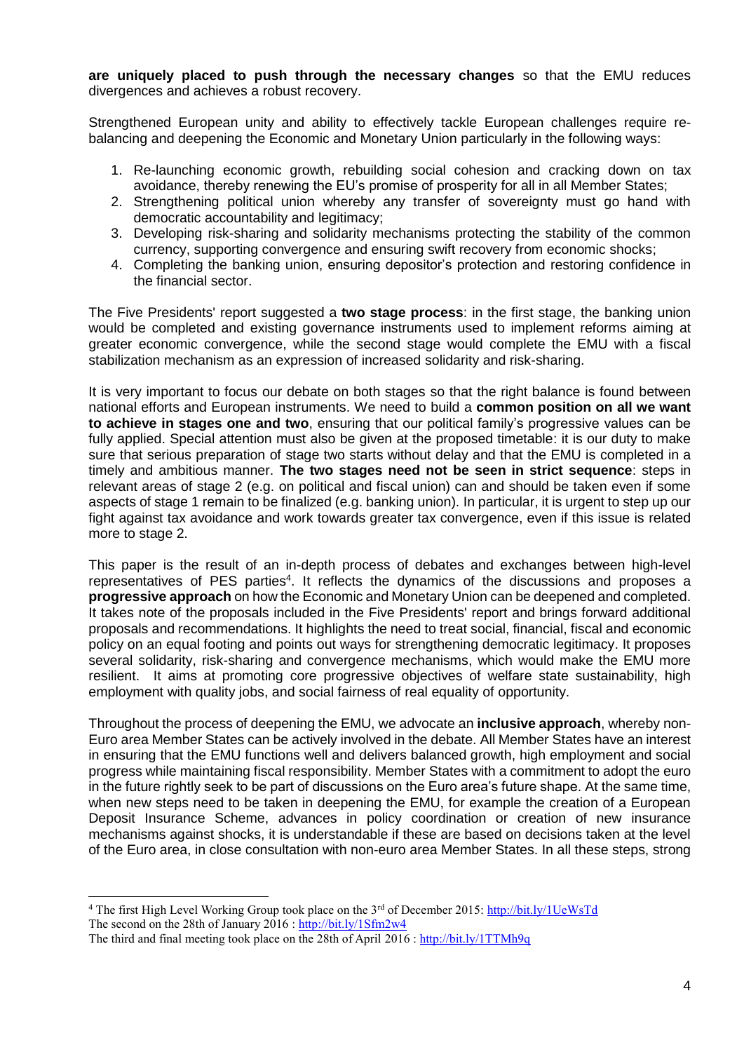**are uniquely placed to push through the necessary changes** so that the EMU reduces divergences and achieves a robust recovery.

Strengthened European unity and ability to effectively tackle European challenges require re-balancing and deepening the Economic and Monetary Union particularly in the following ways:

1. Re-launching economic growth, rebuilding social cohesion and cracking down on tax avoidance, thereby renewing the EU's promise of prosperity for all in all Member States;
2. Strengthening political union whereby any transfer of sovereignty must go hand with democratic accountability and legitimacy;
3. Developing risk-sharing and solidarity mechanisms protecting the stability of the common currency, supporting convergence and ensuring swift recovery from economic shocks;
4. Completing the banking union, ensuring depositor's protection and restoring confidence in the financial sector.

The Five Presidents' report suggested a **two stage process**: in the first stage, the banking union would be completed and existing governance instruments used to implement reforms aiming at greater economic convergence, while the second stage would complete the EMU with a fiscal stabilization mechanism as an expression of increased solidarity and risk-sharing.

It is very important to focus our debate on both stages so that the right balance is found between national efforts and European instruments. We need to build a **common position on all we want to achieve in stages one and two**, ensuring that our political family's progressive values can be fully applied. Special attention must also be given at the proposed timetable: it is our duty to make sure that serious preparation of stage two starts without delay and that the EMU is completed in a timely and ambitious manner. **The two stages need not be seen in strict sequence**: steps in relevant areas of stage 2 (e.g. on political and fiscal union) can and should be taken even if some aspects of stage 1 remain to be finalized (e.g. banking union). In particular, it is urgent to step up our fight against tax avoidance and work towards greater tax convergence, even if this issue is related more to stage 2.

This paper is the result of an in-depth process of debates and exchanges between high-level representatives of PES parties[4]. It reflects the dynamics of the discussions and proposes a **progressive approach** on how the Economic and Monetary Union can be deepened and completed. It takes note of the proposals included in the Five Presidents' report and brings forward additional proposals and recommendations. It highlights the need to treat social, financial, fiscal and economic policy on an equal footing and points out ways for strengthening democratic legitimacy. It proposes several solidarity, risk-sharing and convergence mechanisms, which would make the EMU more resilient. It aims at promoting core progressive objectives of welfare state sustainability, high employment with quality jobs, and social fairness of real equality of opportunity.

Throughout the process of deepening the EMU, we advocate an **inclusive approach**, whereby non-Euro area Member States can be actively involved in the debate. All Member States have an interest in ensuring that the EMU functions well and delivers balanced growth, high employment and social progress while maintaining fiscal responsibility. Member States with a commitment to adopt the euro in the future rightly seek to be part of discussions on the Euro area's future shape. At the same time, when new steps need to be taken in deepening the EMU, for example the creation of a European Deposit Insurance Scheme, advances in policy coordination or creation of new insurance mechanisms against shocks, it is understandable if these are based on decisions taken at the level of the Euro area, in close consultation with non-euro area Member States. In all these steps, strong

---

[4] The first High Level Working Group took place on the 3rd of December 2015: http://bit.ly/1UeWsTd
The second on the 28th of January 2016 : http://bit.ly/1Sfm2w4
The third and final meeting took place on the 28th of April 2016 : http://bit.ly/1TTMh9q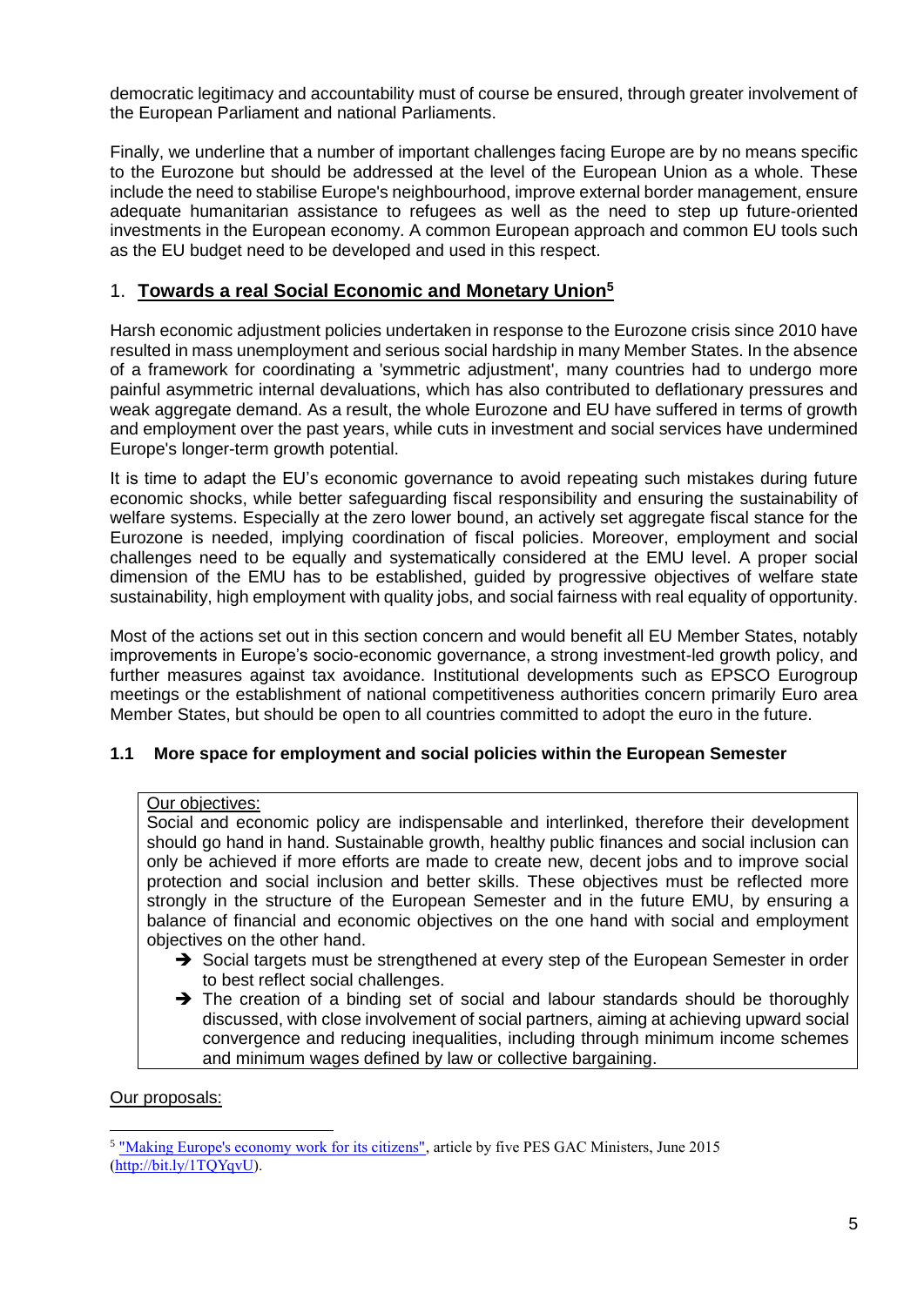democratic legitimacy and accountability must of course be ensured, through greater involvement of the European Parliament and national Parliaments.

Finally, we underline that a number of important challenges facing Europe are by no means specific to the Eurozone but should be addressed at the level of the European Union as a whole. These include the need to stabilise Europe's neighbourhood, improve external border management, ensure adequate humanitarian assistance to refugees as well as the need to step up future-oriented investments in the European economy. A common European approach and common EU tools such as the EU budget need to be developed and used in this respect.

## 1. **Towards a real Social Economic and Monetary Union**[5]

Harsh economic adjustment policies undertaken in response to the Eurozone crisis since 2010 have resulted in mass unemployment and serious social hardship in many Member States. In the absence of a framework for coordinating a 'symmetric adjustment', many countries had to undergo more painful asymmetric internal devaluations, which has also contributed to deflationary pressures and weak aggregate demand. As a result, the whole Eurozone and EU have suffered in terms of growth and employment over the past years, while cuts in investment and social services have undermined Europe's longer-term growth potential.

It is time to adapt the EU's economic governance to avoid repeating such mistakes during future economic shocks, while better safeguarding fiscal responsibility and ensuring the sustainability of welfare systems. Especially at the zero lower bound, an actively set aggregate fiscal stance for the Eurozone is needed, implying coordination of fiscal policies. Moreover, employment and social challenges need to be equally and systematically considered at the EMU level. A proper social dimension of the EMU has to be established, guided by progressive objectives of welfare state sustainability, high employment with quality jobs, and social fairness with real equality of opportunity.

Most of the actions set out in this section concern and would benefit all EU Member States, notably improvements in Europe's socio-economic governance, a strong investment-led growth policy, and further measures against tax avoidance. Institutional developments such as EPSCO Eurogroup meetings or the establishment of national competitiveness authorities concern primarily Euro area Member States, but should be open to all countries committed to adopt the euro in the future.

### 1.1 More space for employment and social policies within the European Semester

Our objectives:

Social and economic policy are indispensable and interlinked, therefore their development should go hand in hand. Sustainable growth, healthy public finances and social inclusion can only be achieved if more efforts are made to create new, decent jobs and to improve social protection and social inclusion and better skills. These objectives must be reflected more strongly in the structure of the European Semester and in the future EMU, by ensuring a balance of financial and economic objectives on the one hand with social and employment objectives on the other hand.

- ➔ Social targets must be strengthened at every step of the European Semester in order to best reflect social challenges.
- ➔ The creation of a binding set of social and labour standards should be thoroughly discussed, with close involvement of social partners, aiming at achieving upward social convergence and reducing inequalities, including through minimum income schemes and minimum wages defined by law or collective bargaining.

Our proposals:

[5] "Making Europe's economy work for its citizens", article by five PES GAC Ministers, June 2015 (http://bit.ly/1TQYqvU).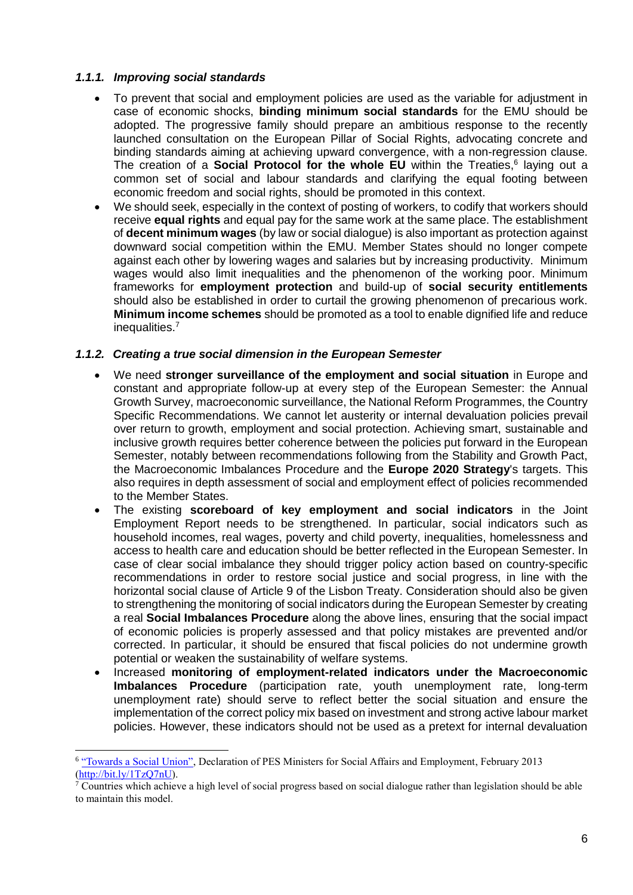### *1.1.1. Improving social standards*

- To prevent that social and employment policies are used as the variable for adjustment in case of economic shocks, **binding minimum social standards** for the EMU should be adopted. The progressive family should prepare an ambitious response to the recently launched consultation on the European Pillar of Social Rights, advocating concrete and binding standards aiming at achieving upward convergence, with a non-regression clause. The creation of a **Social Protocol for the whole EU** within the Treaties,[6] laying out a common set of social and labour standards and clarifying the equal footing between economic freedom and social rights, should be promoted in this context.
- We should seek, especially in the context of posting of workers, to codify that workers should receive **equal rights** and equal pay for the same work at the same place. The establishment of **decent minimum wages** (by law or social dialogue) is also important as protection against downward social competition within the EMU. Member States should no longer compete against each other by lowering wages and salaries but by increasing productivity. Minimum wages would also limit inequalities and the phenomenon of the working poor. Minimum frameworks for **employment protection** and build-up of **social security entitlements** should also be established in order to curtail the growing phenomenon of precarious work. **Minimum income schemes** should be promoted as a tool to enable dignified life and reduce inequalities.[7]

### *1.1.2. Creating a true social dimension in the European Semester*

- We need **stronger surveillance of the employment and social situation** in Europe and constant and appropriate follow-up at every step of the European Semester: the Annual Growth Survey, macroeconomic surveillance, the National Reform Programmes, the Country Specific Recommendations. We cannot let austerity or internal devaluation policies prevail over return to growth, employment and social protection. Achieving smart, sustainable and inclusive growth requires better coherence between the policies put forward in the European Semester, notably between recommendations following from the Stability and Growth Pact, the Macroeconomic Imbalances Procedure and the **Europe 2020 Strategy**'s targets. This also requires in depth assessment of social and employment effect of policies recommended to the Member States.
- The existing **scoreboard of key employment and social indicators** in the Joint Employment Report needs to be strengthened. In particular, social indicators such as household incomes, real wages, poverty and child poverty, inequalities, homelessness and access to health care and education should be better reflected in the European Semester. In case of clear social imbalance they should trigger policy action based on country-specific recommendations in order to restore social justice and social progress, in line with the horizontal social clause of Article 9 of the Lisbon Treaty. Consideration should also be given to strengthening the monitoring of social indicators during the European Semester by creating a real **Social Imbalances Procedure** along the above lines, ensuring that the social impact of economic policies is properly assessed and that policy mistakes are prevented and/or corrected. In particular, it should be ensured that fiscal policies do not undermine growth potential or weaken the sustainability of welfare systems.
- Increased **monitoring of employment-related indicators under the Macroeconomic Imbalances Procedure** (participation rate, youth unemployment rate, long-term unemployment rate) should serve to reflect better the social situation and ensure the implementation of the correct policy mix based on investment and strong active labour market policies. However, these indicators should not be used as a pretext for internal devaluation

---

[6] "Towards a Social Union", Declaration of PES Ministers for Social Affairs and Employment, February 2013 (http://bit.ly/1TzQ7nU).

[7] Countries which achieve a high level of social progress based on social dialogue rather than legislation should be able to maintain this model.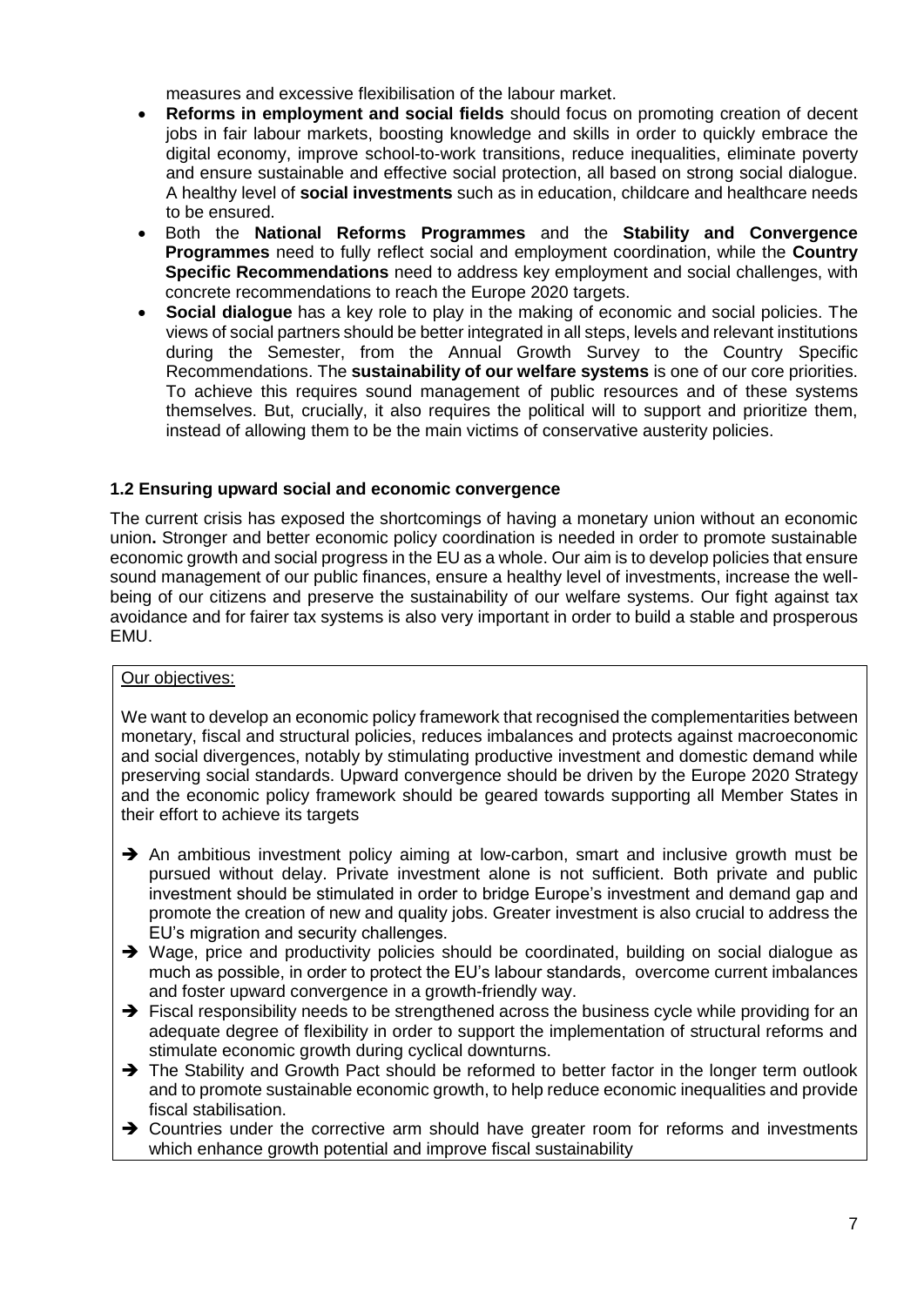measures and excessive flexibilisation of the labour market.

- **Reforms in employment and social fields** should focus on promoting creation of decent jobs in fair labour markets, boosting knowledge and skills in order to quickly embrace the digital economy, improve school-to-work transitions, reduce inequalities, eliminate poverty and ensure sustainable and effective social protection, all based on strong social dialogue. A healthy level of **social investments** such as in education, childcare and healthcare needs to be ensured.
- Both the **National Reforms Programmes** and the **Stability and Convergence Programmes** need to fully reflect social and employment coordination, while the **Country Specific Recommendations** need to address key employment and social challenges, with concrete recommendations to reach the Europe 2020 targets.
- **Social dialogue** has a key role to play in the making of economic and social policies. The views of social partners should be better integrated in all steps, levels and relevant institutions during the Semester, from the Annual Growth Survey to the Country Specific Recommendations. The **sustainability of our welfare systems** is one of our core priorities. To achieve this requires sound management of public resources and of these systems themselves. But, crucially, it also requires the political will to support and prioritize them, instead of allowing them to be the main victims of conservative austerity policies.

### 1.2 Ensuring upward social and economic convergence

The current crisis has exposed the shortcomings of having a monetary union without an economic union**.** Stronger and better economic policy coordination is needed in order to promote sustainable economic growth and social progress in the EU as a whole. Our aim is to develop policies that ensure sound management of our public finances, ensure a healthy level of investments, increase the well-being of our citizens and preserve the sustainability of our welfare systems. Our fight against tax avoidance and for fairer tax systems is also very important in order to build a stable and prosperous EMU.

<u>Our objectives:</u>

We want to develop an economic policy framework that recognised the complementarities between monetary, fiscal and structural policies, reduces imbalances and protects against macroeconomic and social divergences, notably by stimulating productive investment and domestic demand while preserving social standards. Upward convergence should be driven by the Europe 2020 Strategy and the economic policy framework should be geared towards supporting all Member States in their effort to achieve its targets

- ➔ An ambitious investment policy aiming at low-carbon, smart and inclusive growth must be pursued without delay. Private investment alone is not sufficient. Both private and public investment should be stimulated in order to bridge Europe's investment and demand gap and promote the creation of new and quality jobs. Greater investment is also crucial to address the EU's migration and security challenges.
- ➔ Wage, price and productivity policies should be coordinated, building on social dialogue as much as possible, in order to protect the EU's labour standards, overcome current imbalances and foster upward convergence in a growth-friendly way.
- ➔ Fiscal responsibility needs to be strengthened across the business cycle while providing for an adequate degree of flexibility in order to support the implementation of structural reforms and stimulate economic growth during cyclical downturns.
- ➔ The Stability and Growth Pact should be reformed to better factor in the longer term outlook and to promote sustainable economic growth, to help reduce economic inequalities and provide fiscal stabilisation.
- ➔ Countries under the corrective arm should have greater room for reforms and investments which enhance growth potential and improve fiscal sustainability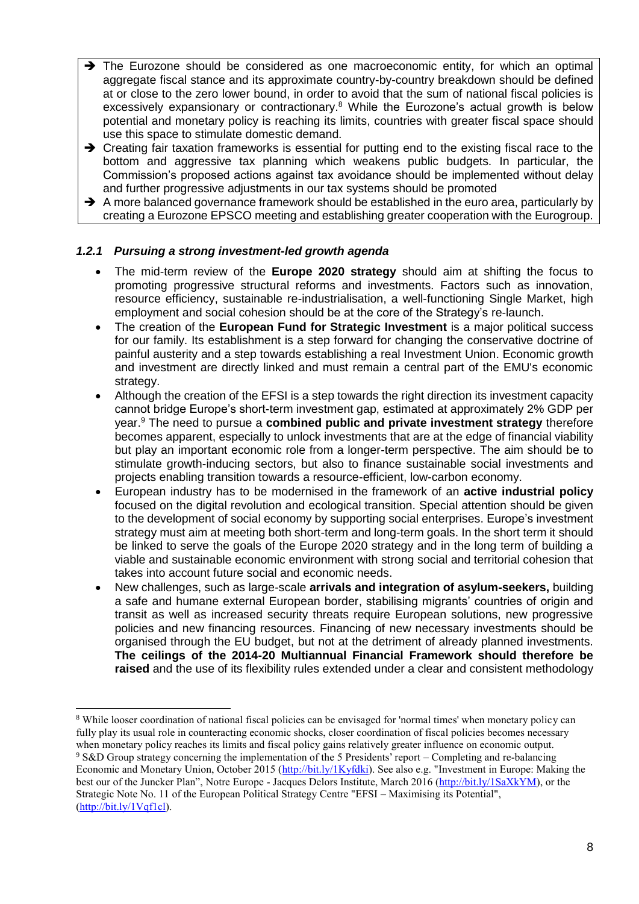- ➔ The Eurozone should be considered as one macroeconomic entity, for which an optimal aggregate fiscal stance and its approximate country-by-country breakdown should be defined at or close to the zero lower bound, in order to avoid that the sum of national fiscal policies is excessively expansionary or contractionary.[8] While the Eurozone's actual growth is below potential and monetary policy is reaching its limits, countries with greater fiscal space should use this space to stimulate domestic demand.
- ➔ Creating fair taxation frameworks is essential for putting end to the existing fiscal race to the bottom and aggressive tax planning which weakens public budgets. In particular, the Commission's proposed actions against tax avoidance should be implemented without delay and further progressive adjustments in our tax systems should be promoted
- ➔ A more balanced governance framework should be established in the euro area, particularly by creating a Eurozone EPSCO meeting and establishing greater cooperation with the Eurogroup.

### *1.2.1 Pursuing a strong investment-led growth agenda*

- The mid-term review of the **Europe 2020 strategy** should aim at shifting the focus to promoting progressive structural reforms and investments. Factors such as innovation, resource efficiency, sustainable re-industrialisation, a well-functioning Single Market, high employment and social cohesion should be at the core of the Strategy's re-launch.
- The creation of the **European Fund for Strategic Investment** is a major political success for our family. Its establishment is a step forward for changing the conservative doctrine of painful austerity and a step towards establishing a real Investment Union. Economic growth and investment are directly linked and must remain a central part of the EMU's economic strategy.
- Although the creation of the EFSI is a step towards the right direction its investment capacity cannot bridge Europe's short-term investment gap, estimated at approximately 2% GDP per year.[9] The need to pursue a **combined public and private investment strategy** therefore becomes apparent, especially to unlock investments that are at the edge of financial viability but play an important economic role from a longer-term perspective. The aim should be to stimulate growth-inducing sectors, but also to finance sustainable social investments and projects enabling transition towards a resource-efficient, low-carbon economy.
- European industry has to be modernised in the framework of an **active industrial policy** focused on the digital revolution and ecological transition. Special attention should be given to the development of social economy by supporting social enterprises. Europe's investment strategy must aim at meeting both short-term and long-term goals. In the short term it should be linked to serve the goals of the Europe 2020 strategy and in the long term of building a viable and sustainable economic environment with strong social and territorial cohesion that takes into account future social and economic needs.
- New challenges, such as large-scale **arrivals and integration of asylum-seekers,** building a safe and humane external European border, stabilising migrants' countries of origin and transit as well as increased security threats require European solutions, new progressive policies and new financing resources. Financing of new necessary investments should be organised through the EU budget, but not at the detriment of already planned investments. **The ceilings of the 2014-20 Multiannual Financial Framework should therefore be raised** and the use of its flexibility rules extended under a clear and consistent methodology

---

[8] While looser coordination of national fiscal policies can be envisaged for 'normal times' when monetary policy can fully play its usual role in counteracting economic shocks, closer coordination of fiscal policies becomes necessary when monetary policy reaches its limits and fiscal policy gains relatively greater influence on economic output.

[9] S&D Group strategy concerning the implementation of the 5 Presidents' report – Completing and re-balancing Economic and Monetary Union, October 2015 (http://bit.ly/1Kyfdki). See also e.g. "Investment in Europe: Making the best our of the Juncker Plan", Notre Europe - Jacques Delors Institute, March 2016 (http://bit.ly/1SaXkYM), or the Strategic Note No. 11 of the European Political Strategy Centre "EFSI – Maximising its Potential", (http://bit.ly/1Vqf1cl).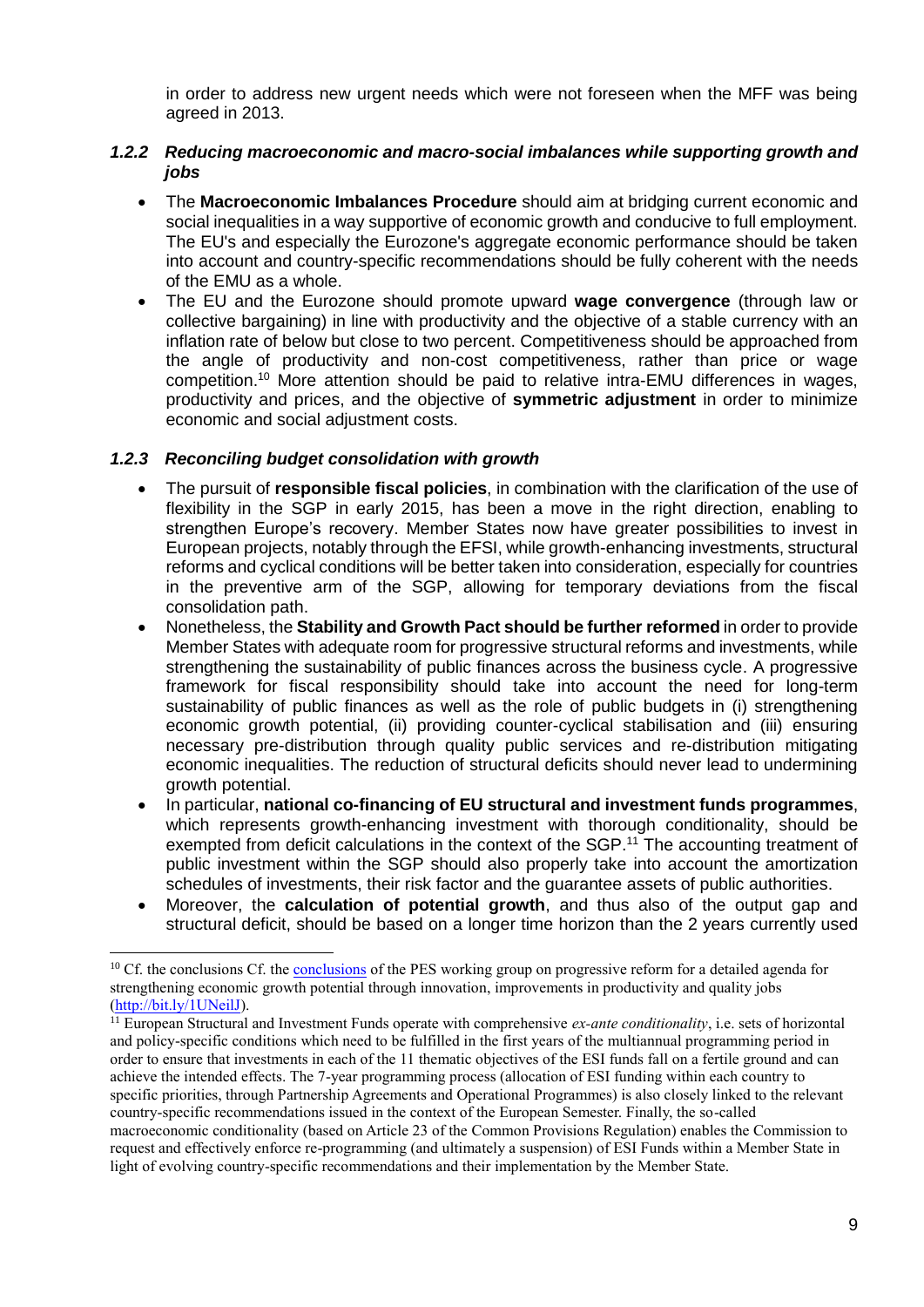in order to address new urgent needs which were not foreseen when the MFF was being agreed in 2013.

### *1.2.2 Reducing macroeconomic and macro-social imbalances while supporting growth and jobs*

- The **Macroeconomic Imbalances Procedure** should aim at bridging current economic and social inequalities in a way supportive of economic growth and conducive to full employment. The EU's and especially the Eurozone's aggregate economic performance should be taken into account and country-specific recommendations should be fully coherent with the needs of the EMU as a whole.
- The EU and the Eurozone should promote upward **wage convergence** (through law or collective bargaining) in line with productivity and the objective of a stable currency with an inflation rate of below but close to two percent. Competitiveness should be approached from the angle of productivity and non-cost competitiveness, rather than price or wage competition.[10] More attention should be paid to relative intra-EMU differences in wages, productivity and prices, and the objective of **symmetric adjustment** in order to minimize economic and social adjustment costs.

### *1.2.3 Reconciling budget consolidation with growth*

- The pursuit of **responsible fiscal policies**, in combination with the clarification of the use of flexibility in the SGP in early 2015, has been a move in the right direction, enabling to strengthen Europe's recovery. Member States now have greater possibilities to invest in European projects, notably through the EFSI, while growth-enhancing investments, structural reforms and cyclical conditions will be better taken into consideration, especially for countries in the preventive arm of the SGP, allowing for temporary deviations from the fiscal consolidation path.
- Nonetheless, the **Stability and Growth Pact should be further reformed** in order to provide Member States with adequate room for progressive structural reforms and investments, while strengthening the sustainability of public finances across the business cycle. A progressive framework for fiscal responsibility should take into account the need for long-term sustainability of public finances as well as the role of public budgets in (i) strengthening economic growth potential, (ii) providing counter-cyclical stabilisation and (iii) ensuring necessary pre-distribution through quality public services and re-distribution mitigating economic inequalities. The reduction of structural deficits should never lead to undermining growth potential.
- In particular, **national co-financing of EU structural and investment funds programmes**, which represents growth-enhancing investment with thorough conditionality, should be exempted from deficit calculations in the context of the SGP.[11] The accounting treatment of public investment within the SGP should also properly take into account the amortization schedules of investments, their risk factor and the guarantee assets of public authorities.
- Moreover, the **calculation of potential growth**, and thus also of the output gap and structural deficit, should be based on a longer time horizon than the 2 years currently used

---

[10] Cf. the conclusions Cf. the conclusions of the PES working group on progressive reform for a detailed agenda for strengthening economic growth potential through innovation, improvements in productivity and quality jobs (http://bit.ly/1UNeilJ).

[11] European Structural and Investment Funds operate with comprehensive *ex-ante conditionality*, i.e. sets of horizontal and policy-specific conditions which need to be fulfilled in the first years of the multiannual programming period in order to ensure that investments in each of the 11 thematic objectives of the ESI funds fall on a fertile ground and can achieve the intended effects. The 7-year programming process (allocation of ESI funding within each country to specific priorities, through Partnership Agreements and Operational Programmes) is also closely linked to the relevant country-specific recommendations issued in the context of the European Semester. Finally, the so-called macroeconomic conditionality (based on Article 23 of the Common Provisions Regulation) enables the Commission to request and effectively enforce re-programming (and ultimately a suspension) of ESI Funds within a Member State in light of evolving country-specific recommendations and their implementation by the Member State.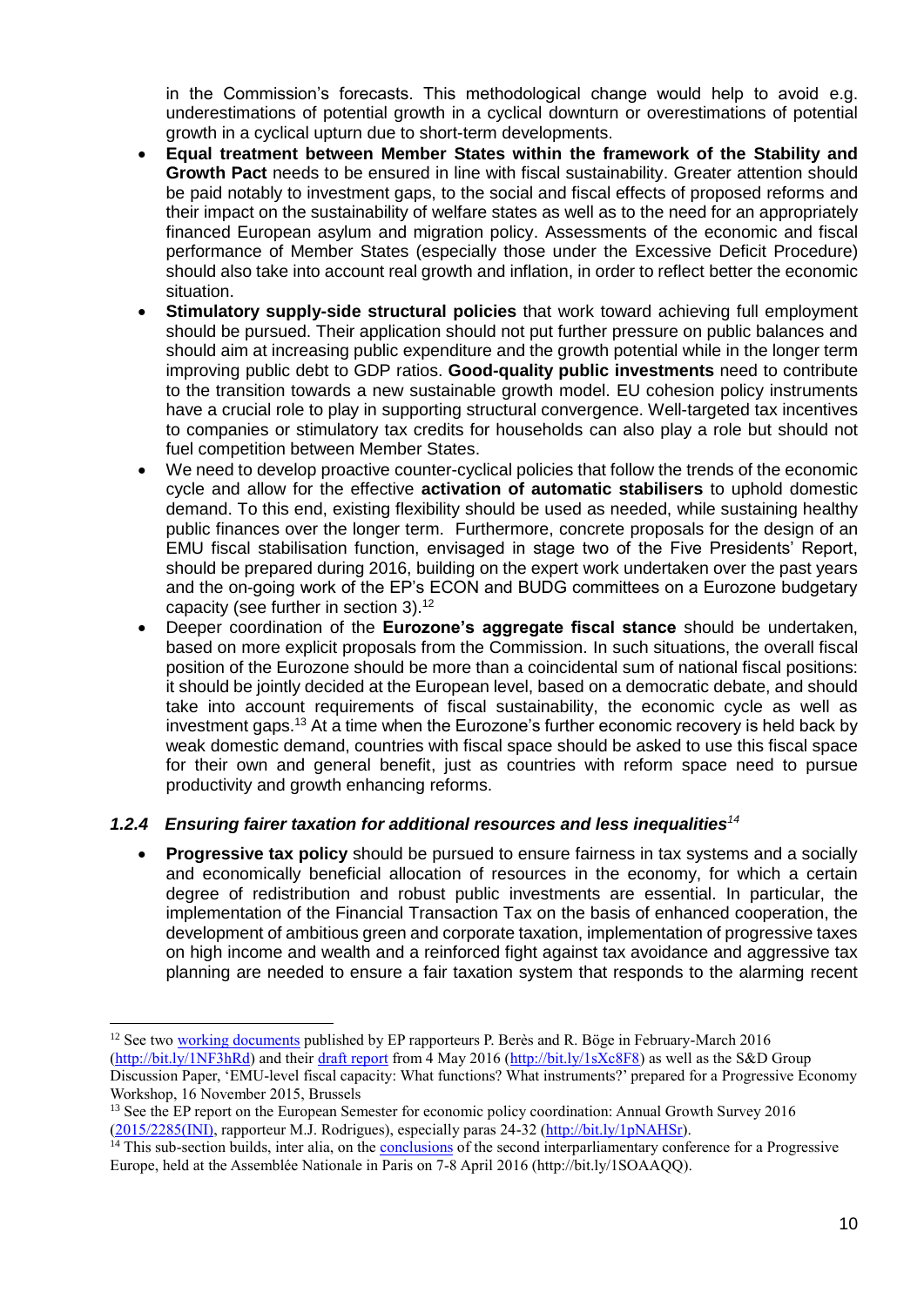in the Commission's forecasts. This methodological change would help to avoid e.g. underestimations of potential growth in a cyclical downturn or overestimations of potential growth in a cyclical upturn due to short-term developments.

- **Equal treatment between Member States within the framework of the Stability and Growth Pact** needs to be ensured in line with fiscal sustainability. Greater attention should be paid notably to investment gaps, to the social and fiscal effects of proposed reforms and their impact on the sustainability of welfare states as well as to the need for an appropriately financed European asylum and migration policy. Assessments of the economic and fiscal performance of Member States (especially those under the Excessive Deficit Procedure) should also take into account real growth and inflation, in order to reflect better the economic situation.
- **Stimulatory supply-side structural policies** that work toward achieving full employment should be pursued. Their application should not put further pressure on public balances and should aim at increasing public expenditure and the growth potential while in the longer term improving public debt to GDP ratios. **Good-quality public investments** need to contribute to the transition towards a new sustainable growth model. EU cohesion policy instruments have a crucial role to play in supporting structural convergence. Well-targeted tax incentives to companies or stimulatory tax credits for households can also play a role but should not fuel competition between Member States.
- We need to develop proactive counter-cyclical policies that follow the trends of the economic cycle and allow for the effective **activation of automatic stabilisers** to uphold domestic demand. To this end, existing flexibility should be used as needed, while sustaining healthy public finances over the longer term. Furthermore, concrete proposals for the design of an EMU fiscal stabilisation function, envisaged in stage two of the Five Presidents' Report, should be prepared during 2016, building on the expert work undertaken over the past years and the on-going work of the EP's ECON and BUDG committees on a Eurozone budgetary capacity (see further in section 3).[12]
- Deeper coordination of the **Eurozone's aggregate fiscal stance** should be undertaken, based on more explicit proposals from the Commission. In such situations, the overall fiscal position of the Eurozone should be more than a coincidental sum of national fiscal positions: it should be jointly decided at the European level, based on a democratic debate, and should take into account requirements of fiscal sustainability, the economic cycle as well as investment gaps.[13] At a time when the Eurozone's further economic recovery is held back by weak domestic demand, countries with fiscal space should be asked to use this fiscal space for their own and general benefit, just as countries with reform space need to pursue productivity and growth enhancing reforms.

#### *1.2.4 Ensuring fairer taxation for additional resources and less inequalities*[14]

- **Progressive tax policy** should be pursued to ensure fairness in tax systems and a socially and economically beneficial allocation of resources in the economy, for which a certain degree of redistribution and robust public investments are essential. In particular, the implementation of the Financial Transaction Tax on the basis of enhanced cooperation, the development of ambitious green and corporate taxation, implementation of progressive taxes on high income and wealth and a reinforced fight against tax avoidance and aggressive tax planning are needed to ensure a fair taxation system that responds to the alarming recent

---

[12] See two working documents published by EP rapporteurs P. Berès and R. Böge in February-March 2016 (http://bit.ly/1NF3hRd) and their draft report from 4 May 2016 (http://bit.ly/1sXc8F8) as well as the S&D Group Discussion Paper, 'EMU-level fiscal capacity: What functions? What instruments?' prepared for a Progressive Economy Workshop, 16 November 2015, Brussels

[13] See the EP report on the European Semester for economic policy coordination: Annual Growth Survey 2016 (2015/2285(INI), rapporteur M.J. Rodrigues), especially paras 24-32 (http://bit.ly/1pNAHSr).

[14] This sub-section builds, inter alia, on the conclusions of the second interparliamentary conference for a Progressive Europe, held at the Assemblée Nationale in Paris on 7-8 April 2016 (http://bit.ly/1SOAAQQ).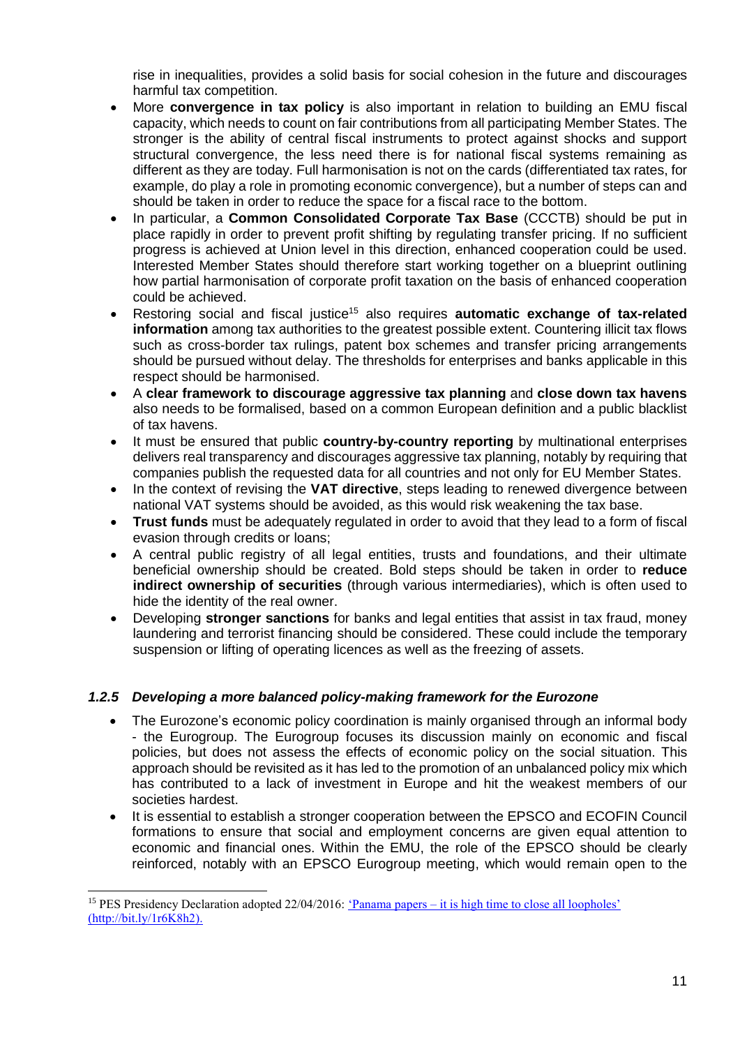rise in inequalities, provides a solid basis for social cohesion in the future and discourages harmful tax competition.

- More **convergence in tax policy** is also important in relation to building an EMU fiscal capacity, which needs to count on fair contributions from all participating Member States. The stronger is the ability of central fiscal instruments to protect against shocks and support structural convergence, the less need there is for national fiscal systems remaining as different as they are today. Full harmonisation is not on the cards (differentiated tax rates, for example, do play a role in promoting economic convergence), but a number of steps can and should be taken in order to reduce the space for a fiscal race to the bottom.
- In particular, a **Common Consolidated Corporate Tax Base** (CCCTB) should be put in place rapidly in order to prevent profit shifting by regulating transfer pricing. If no sufficient progress is achieved at Union level in this direction, enhanced cooperation could be used. Interested Member States should therefore start working together on a blueprint outlining how partial harmonisation of corporate profit taxation on the basis of enhanced cooperation could be achieved.
- Restoring social and fiscal justice[15] also requires **automatic exchange of tax-related information** among tax authorities to the greatest possible extent. Countering illicit tax flows such as cross-border tax rulings, patent box schemes and transfer pricing arrangements should be pursued without delay. The thresholds for enterprises and banks applicable in this respect should be harmonised.
- A **clear framework to discourage aggressive tax planning** and **close down tax havens** also needs to be formalised, based on a common European definition and a public blacklist of tax havens.
- It must be ensured that public **country-by-country reporting** by multinational enterprises delivers real transparency and discourages aggressive tax planning, notably by requiring that companies publish the requested data for all countries and not only for EU Member States.
- In the context of revising the **VAT directive**, steps leading to renewed divergence between national VAT systems should be avoided, as this would risk weakening the tax base.
- **Trust funds** must be adequately regulated in order to avoid that they lead to a form of fiscal evasion through credits or loans;
- A central public registry of all legal entities, trusts and foundations, and their ultimate beneficial ownership should be created. Bold steps should be taken in order to **reduce indirect ownership of securities** (through various intermediaries), which is often used to hide the identity of the real owner.
- Developing **stronger sanctions** for banks and legal entities that assist in tax fraud, money laundering and terrorist financing should be considered. These could include the temporary suspension or lifting of operating licences as well as the freezing of assets.

### *1.2.5 Developing a more balanced policy-making framework for the Eurozone*

- The Eurozone's economic policy coordination is mainly organised through an informal body - the Eurogroup. The Eurogroup focuses its discussion mainly on economic and fiscal policies, but does not assess the effects of economic policy on the social situation. This approach should be revisited as it has led to the promotion of an unbalanced policy mix which has contributed to a lack of investment in Europe and hit the weakest members of our societies hardest.
- It is essential to establish a stronger cooperation between the EPSCO and ECOFIN Council formations to ensure that social and employment concerns are given equal attention to economic and financial ones. Within the EMU, the role of the EPSCO should be clearly reinforced, notably with an EPSCO Eurogroup meeting, which would remain open to the

[15] PES Presidency Declaration adopted 22/04/2016: 'Panama papers – it is high time to close all loopholes' (http://bit.ly/1r6K8h2).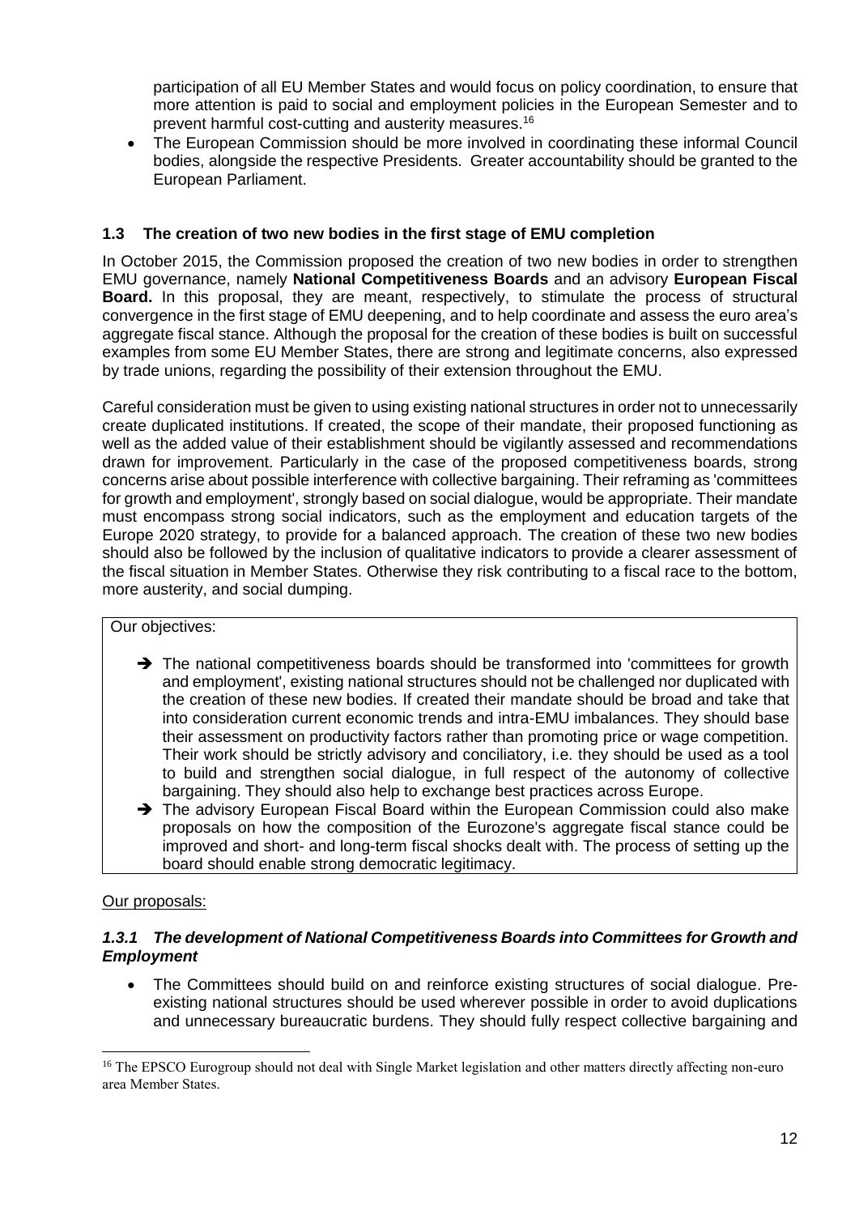participation of all EU Member States and would focus on policy coordination, to ensure that more attention is paid to social and employment policies in the European Semester and to prevent harmful cost-cutting and austerity measures.[16]

- The European Commission should be more involved in coordinating these informal Council bodies, alongside the respective Presidents. Greater accountability should be granted to the European Parliament.

### 1.3 The creation of two new bodies in the first stage of EMU completion

In October 2015, the Commission proposed the creation of two new bodies in order to strengthen EMU governance, namely **National Competitiveness Boards** and an advisory **European Fiscal Board.** In this proposal, they are meant, respectively, to stimulate the process of structural convergence in the first stage of EMU deepening, and to help coordinate and assess the euro area's aggregate fiscal stance. Although the proposal for the creation of these bodies is built on successful examples from some EU Member States, there are strong and legitimate concerns, also expressed by trade unions, regarding the possibility of their extension throughout the EMU.

Careful consideration must be given to using existing national structures in order not to unnecessarily create duplicated institutions. If created, the scope of their mandate, their proposed functioning as well as the added value of their establishment should be vigilantly assessed and recommendations drawn for improvement. Particularly in the case of the proposed competitiveness boards, strong concerns arise about possible interference with collective bargaining. Their reframing as 'committees for growth and employment', strongly based on social dialogue, would be appropriate. Their mandate must encompass strong social indicators, such as the employment and education targets of the Europe 2020 strategy, to provide for a balanced approach. The creation of these two new bodies should also be followed by the inclusion of qualitative indicators to provide a clearer assessment of the fiscal situation in Member States. Otherwise they risk contributing to a fiscal race to the bottom, more austerity, and social dumping.

Our objectives:

- ➔ The national competitiveness boards should be transformed into 'committees for growth and employment', existing national structures should not be challenged nor duplicated with the creation of these new bodies. If created their mandate should be broad and take that into consideration current economic trends and intra-EMU imbalances. They should base their assessment on productivity factors rather than promoting price or wage competition. Their work should be strictly advisory and conciliatory, i.e. they should be used as a tool to build and strengthen social dialogue, in full respect of the autonomy of collective bargaining. They should also help to exchange best practices across Europe.
- ➔ The advisory European Fiscal Board within the European Commission could also make proposals on how the composition of the Eurozone's aggregate fiscal stance could be improved and short- and long-term fiscal shocks dealt with. The process of setting up the board should enable strong democratic legitimacy.

Our proposals:

#### *1.3.1 The development of National Competitiveness Boards into Committees for Growth and Employment*

- The Committees should build on and reinforce existing structures of social dialogue. Pre-existing national structures should be used wherever possible in order to avoid duplications and unnecessary bureaucratic burdens. They should fully respect collective bargaining and

[16] The EPSCO Eurogroup should not deal with Single Market legislation and other matters directly affecting non-euro area Member States.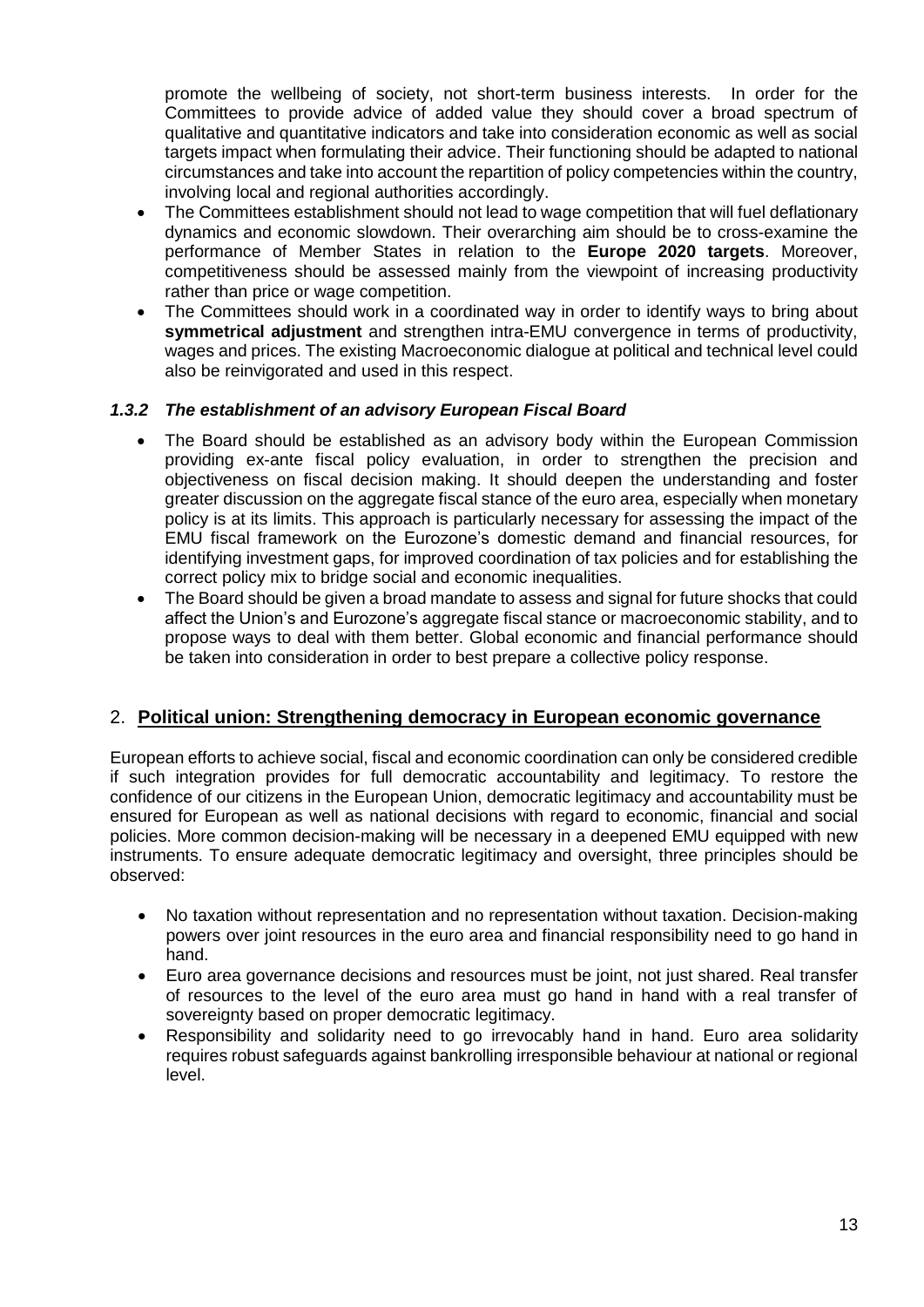promote the wellbeing of society, not short-term business interests. In order for the Committees to provide advice of added value they should cover a broad spectrum of qualitative and quantitative indicators and take into consideration economic as well as social targets impact when formulating their advice. Their functioning should be adapted to national circumstances and take into account the repartition of policy competencies within the country, involving local and regional authorities accordingly.

- The Committees establishment should not lead to wage competition that will fuel deflationary dynamics and economic slowdown. Their overarching aim should be to cross-examine the performance of Member States in relation to the **Europe 2020 targets**. Moreover, competitiveness should be assessed mainly from the viewpoint of increasing productivity rather than price or wage competition.
- The Committees should work in a coordinated way in order to identify ways to bring about **symmetrical adjustment** and strengthen intra-EMU convergence in terms of productivity, wages and prices. The existing Macroeconomic dialogue at political and technical level could also be reinvigorated and used in this respect.

#### *1.3.2 The establishment of an advisory European Fiscal Board*

- The Board should be established as an advisory body within the European Commission providing ex-ante fiscal policy evaluation, in order to strengthen the precision and objectiveness on fiscal decision making. It should deepen the understanding and foster greater discussion on the aggregate fiscal stance of the euro area, especially when monetary policy is at its limits. This approach is particularly necessary for assessing the impact of the EMU fiscal framework on the Eurozone's domestic demand and financial resources, for identifying investment gaps, for improved coordination of tax policies and for establishing the correct policy mix to bridge social and economic inequalities.
- The Board should be given a broad mandate to assess and signal for future shocks that could affect the Union's and Eurozone's aggregate fiscal stance or macroeconomic stability, and to propose ways to deal with them better. Global economic and financial performance should be taken into consideration in order to best prepare a collective policy response.

## 2. **Political union: Strengthening democracy in European economic governance**

European efforts to achieve social, fiscal and economic coordination can only be considered credible if such integration provides for full democratic accountability and legitimacy. To restore the confidence of our citizens in the European Union, democratic legitimacy and accountability must be ensured for European as well as national decisions with regard to economic, financial and social policies. More common decision-making will be necessary in a deepened EMU equipped with new instruments. To ensure adequate democratic legitimacy and oversight, three principles should be observed:

- No taxation without representation and no representation without taxation. Decision-making powers over joint resources in the euro area and financial responsibility need to go hand in hand.
- Euro area governance decisions and resources must be joint, not just shared. Real transfer of resources to the level of the euro area must go hand in hand with a real transfer of sovereignty based on proper democratic legitimacy.
- Responsibility and solidarity need to go irrevocably hand in hand. Euro area solidarity requires robust safeguards against bankrolling irresponsible behaviour at national or regional level.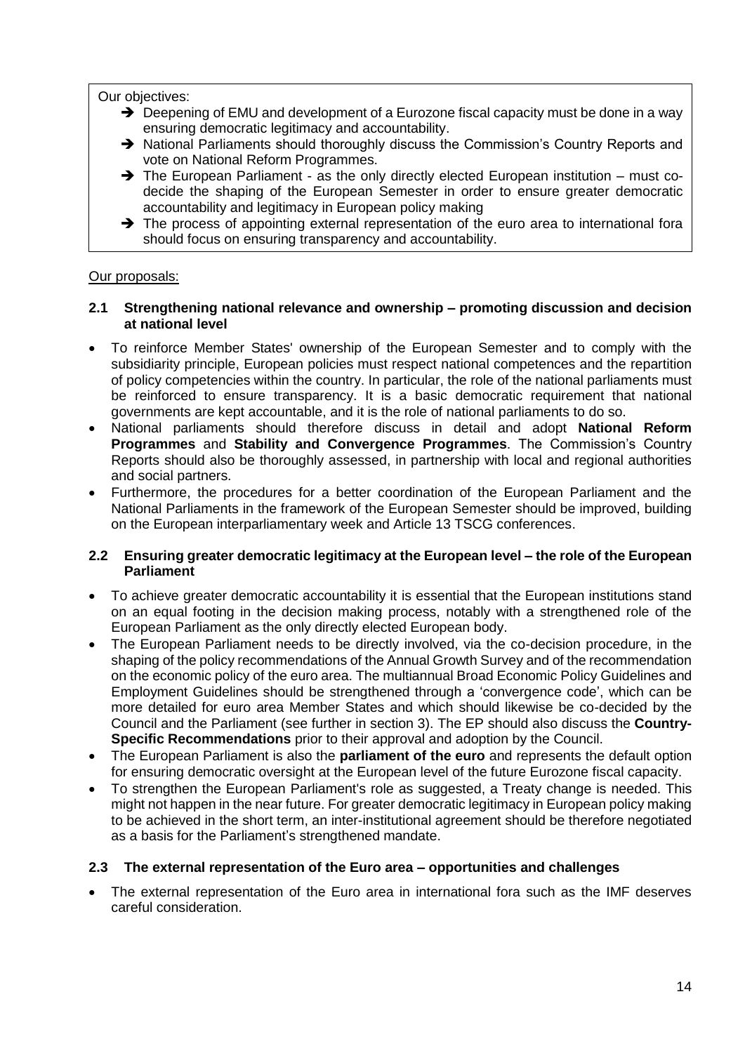Our objectives:

- ➔ Deepening of EMU and development of a Eurozone fiscal capacity must be done in a way ensuring democratic legitimacy and accountability.
- ➔ National Parliaments should thoroughly discuss the Commission's Country Reports and vote on National Reform Programmes.
- ➔ The European Parliament - as the only directly elected European institution – must co-decide the shaping of the European Semester in order to ensure greater democratic accountability and legitimacy in European policy making
- ➔ The process of appointing external representation of the euro area to international fora should focus on ensuring transparency and accountability.

Our proposals:

### 2.1 Strengthening national relevance and ownership – promoting discussion and decision at national level

- To reinforce Member States' ownership of the European Semester and to comply with the subsidiarity principle, European policies must respect national competences and the repartition of policy competencies within the country. In particular, the role of the national parliaments must be reinforced to ensure transparency. It is a basic democratic requirement that national governments are kept accountable, and it is the role of national parliaments to do so.
- National parliaments should therefore discuss in detail and adopt **National Reform Programmes** and **Stability and Convergence Programmes**. The Commission's Country Reports should also be thoroughly assessed, in partnership with local and regional authorities and social partners.
- Furthermore, the procedures for a better coordination of the European Parliament and the National Parliaments in the framework of the European Semester should be improved, building on the European interparliamentary week and Article 13 TSCG conferences.

### 2.2 Ensuring greater democratic legitimacy at the European level – the role of the European Parliament

- To achieve greater democratic accountability it is essential that the European institutions stand on an equal footing in the decision making process, notably with a strengthened role of the European Parliament as the only directly elected European body.
- The European Parliament needs to be directly involved, via the co-decision procedure, in the shaping of the policy recommendations of the Annual Growth Survey and of the recommendation on the economic policy of the euro area. The multiannual Broad Economic Policy Guidelines and Employment Guidelines should be strengthened through a 'convergence code', which can be more detailed for euro area Member States and which should likewise be co-decided by the Council and the Parliament (see further in section 3). The EP should also discuss the **Country-Specific Recommendations** prior to their approval and adoption by the Council.
- The European Parliament is also the **parliament of the euro** and represents the default option for ensuring democratic oversight at the European level of the future Eurozone fiscal capacity.
- To strengthen the European Parliament's role as suggested, a Treaty change is needed. This might not happen in the near future. For greater democratic legitimacy in European policy making to be achieved in the short term, an inter-institutional agreement should be therefore negotiated as a basis for the Parliament's strengthened mandate.

### 2.3 The external representation of the Euro area – opportunities and challenges

- The external representation of the Euro area in international fora such as the IMF deserves careful consideration.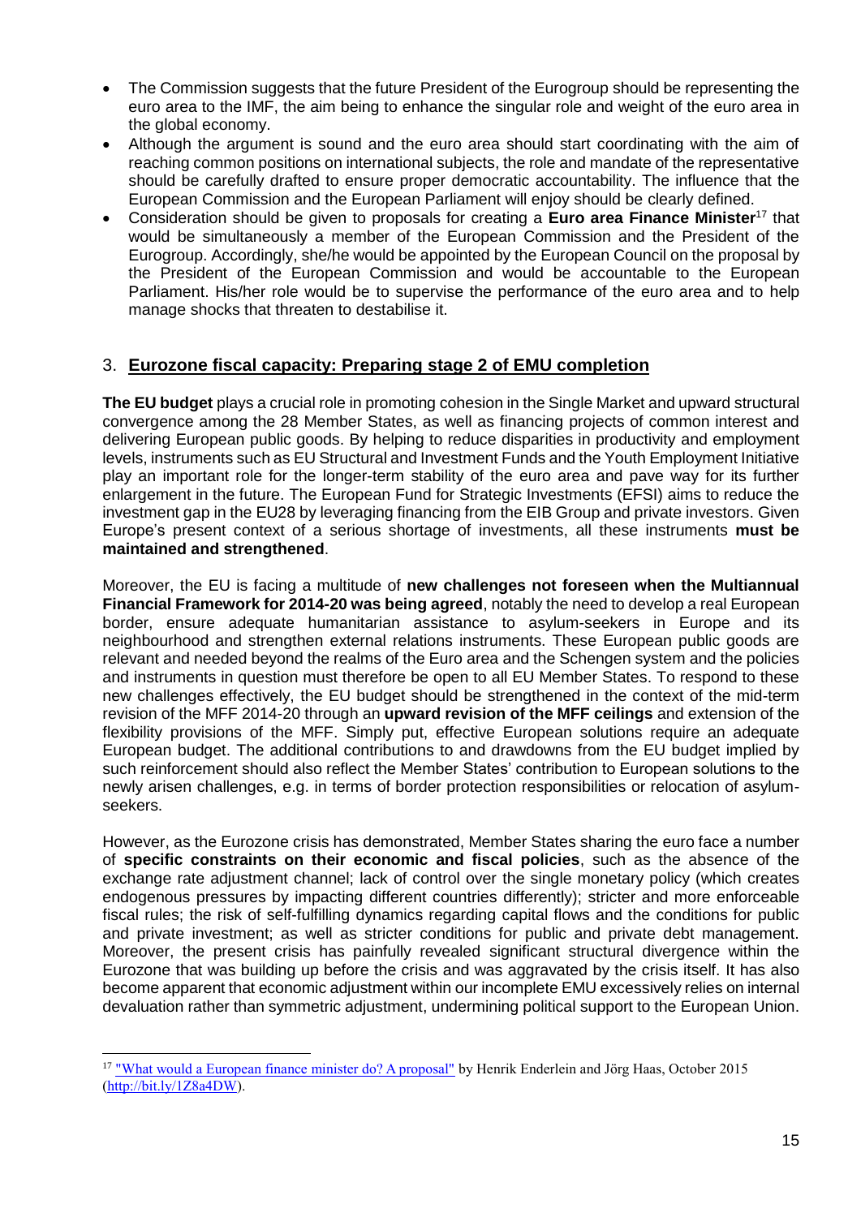- The Commission suggests that the future President of the Eurogroup should be representing the euro area to the IMF, the aim being to enhance the singular role and weight of the euro area in the global economy.
- Although the argument is sound and the euro area should start coordinating with the aim of reaching common positions on international subjects, the role and mandate of the representative should be carefully drafted to ensure proper democratic accountability. The influence that the European Commission and the European Parliament will enjoy should be clearly defined.
- Consideration should be given to proposals for creating a **Euro area Finance Minister**[17] that would be simultaneously a member of the European Commission and the President of the Eurogroup. Accordingly, she/he would be appointed by the European Council on the proposal by the President of the European Commission and would be accountable to the European Parliament. His/her role would be to supervise the performance of the euro area and to help manage shocks that threaten to destabilise it.

## 3. Eurozone fiscal capacity: Preparing stage 2 of EMU completion

**The EU budget** plays a crucial role in promoting cohesion in the Single Market and upward structural convergence among the 28 Member States, as well as financing projects of common interest and delivering European public goods. By helping to reduce disparities in productivity and employment levels, instruments such as EU Structural and Investment Funds and the Youth Employment Initiative play an important role for the longer-term stability of the euro area and pave way for its further enlargement in the future. The European Fund for Strategic Investments (EFSI) aims to reduce the investment gap in the EU28 by leveraging financing from the EIB Group and private investors. Given Europe's present context of a serious shortage of investments, all these instruments **must be maintained and strengthened**.

Moreover, the EU is facing a multitude of **new challenges not foreseen when the Multiannual Financial Framework for 2014-20 was being agreed**, notably the need to develop a real European border, ensure adequate humanitarian assistance to asylum-seekers in Europe and its neighbourhood and strengthen external relations instruments. These European public goods are relevant and needed beyond the realms of the Euro area and the Schengen system and the policies and instruments in question must therefore be open to all EU Member States. To respond to these new challenges effectively, the EU budget should be strengthened in the context of the mid-term revision of the MFF 2014-20 through an **upward revision of the MFF ceilings** and extension of the flexibility provisions of the MFF. Simply put, effective European solutions require an adequate European budget. The additional contributions to and drawdowns from the EU budget implied by such reinforcement should also reflect the Member States' contribution to European solutions to the newly arisen challenges, e.g. in terms of border protection responsibilities or relocation of asylum-seekers.

However, as the Eurozone crisis has demonstrated, Member States sharing the euro face a number of **specific constraints on their economic and fiscal policies**, such as the absence of the exchange rate adjustment channel; lack of control over the single monetary policy (which creates endogenous pressures by impacting different countries differently); stricter and more enforceable fiscal rules; the risk of self-fulfilling dynamics regarding capital flows and the conditions for public and private investment; as well as stricter conditions for public and private debt management. Moreover, the present crisis has painfully revealed significant structural divergence within the Eurozone that was building up before the crisis and was aggravated by the crisis itself. It has also become apparent that economic adjustment within our incomplete EMU excessively relies on internal devaluation rather than symmetric adjustment, undermining political support to the European Union.

---

[17] "What would a European finance minister do? A proposal" by Henrik Enderlein and Jörg Haas, October 2015 (http://bit.ly/1Z8a4DW).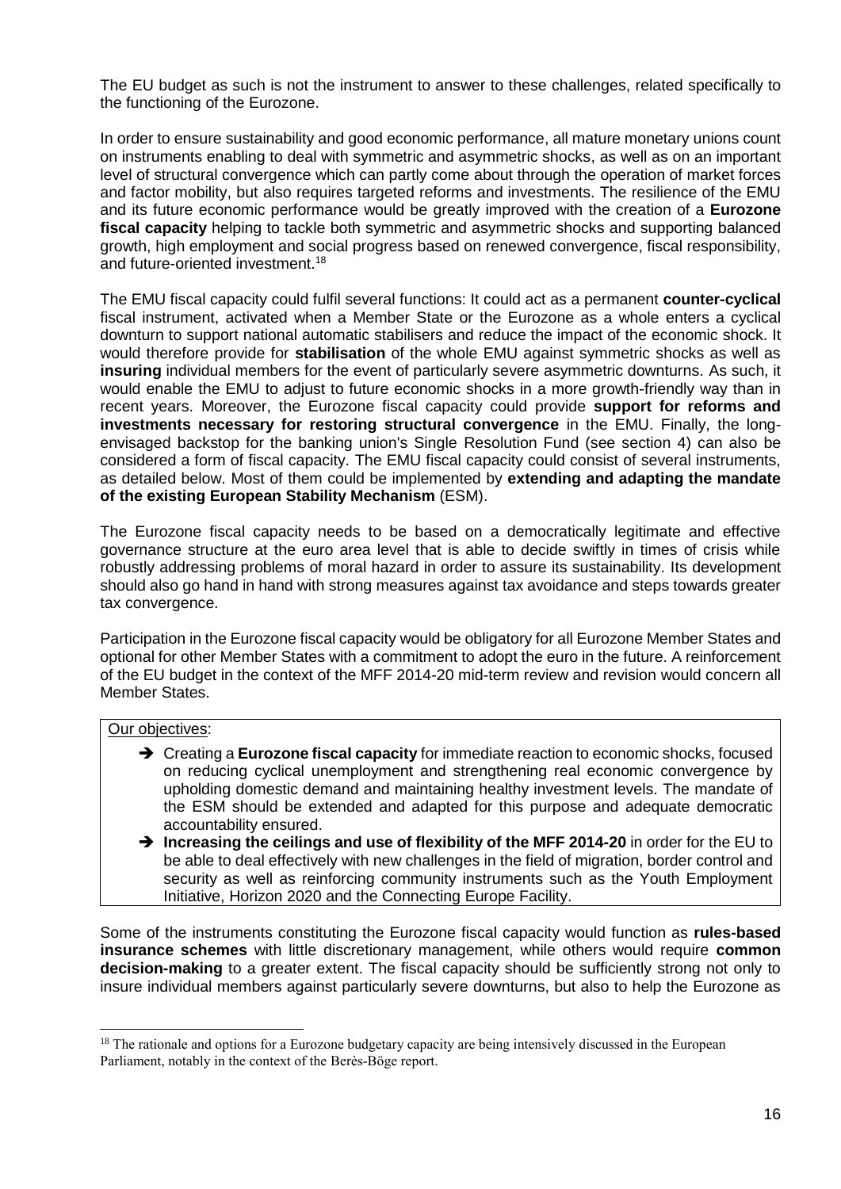The EU budget as such is not the instrument to answer to these challenges, related specifically to the functioning of the Eurozone.

In order to ensure sustainability and good economic performance, all mature monetary unions count on instruments enabling to deal with symmetric and asymmetric shocks, as well as on an important level of structural convergence which can partly come about through the operation of market forces and factor mobility, but also requires targeted reforms and investments. The resilience of the EMU and its future economic performance would be greatly improved with the creation of a **Eurozone fiscal capacity** helping to tackle both symmetric and asymmetric shocks and supporting balanced growth, high employment and social progress based on renewed convergence, fiscal responsibility, and future-oriented investment.[18]

The EMU fiscal capacity could fulfil several functions: It could act as a permanent **counter-cyclical** fiscal instrument, activated when a Member State or the Eurozone as a whole enters a cyclical downturn to support national automatic stabilisers and reduce the impact of the economic shock. It would therefore provide for **stabilisation** of the whole EMU against symmetric shocks as well as **insuring** individual members for the event of particularly severe asymmetric downturns. As such, it would enable the EMU to adjust to future economic shocks in a more growth-friendly way than in recent years. Moreover, the Eurozone fiscal capacity could provide **support for reforms and investments necessary for restoring structural convergence** in the EMU. Finally, the long-envisaged backstop for the banking union's Single Resolution Fund (see section 4) can also be considered a form of fiscal capacity. The EMU fiscal capacity could consist of several instruments, as detailed below. Most of them could be implemented by **extending and adapting the mandate of the existing European Stability Mechanism** (ESM).

The Eurozone fiscal capacity needs to be based on a democratically legitimate and effective governance structure at the euro area level that is able to decide swiftly in times of crisis while robustly addressing problems of moral hazard in order to assure its sustainability. Its development should also go hand in hand with strong measures against tax avoidance and steps towards greater tax convergence.

Participation in the Eurozone fiscal capacity would be obligatory for all Eurozone Member States and optional for other Member States with a commitment to adopt the euro in the future. A reinforcement of the EU budget in the context of the MFF 2014-20 mid-term review and revision would concern all Member States.

<u>Our objectives</u>:

- ➔ Creating a **Eurozone fiscal capacity** for immediate reaction to economic shocks, focused on reducing cyclical unemployment and strengthening real economic convergence by upholding domestic demand and maintaining healthy investment levels. The mandate of the ESM should be extended and adapted for this purpose and adequate democratic accountability ensured.
- ➔ **Increasing the ceilings and use of flexibility of the MFF 2014-20** in order for the EU to be able to deal effectively with new challenges in the field of migration, border control and security as well as reinforcing community instruments such as the Youth Employment Initiative, Horizon 2020 and the Connecting Europe Facility.

Some of the instruments constituting the Eurozone fiscal capacity would function as **rules-based insurance schemes** with little discretionary management, while others would require **common decision-making** to a greater extent. The fiscal capacity should be sufficiently strong not only to insure individual members against particularly severe downturns, but also to help the Eurozone as

[18] The rationale and options for a Eurozone budgetary capacity are being intensively discussed in the European Parliament, notably in the context of the Berès-Böge report.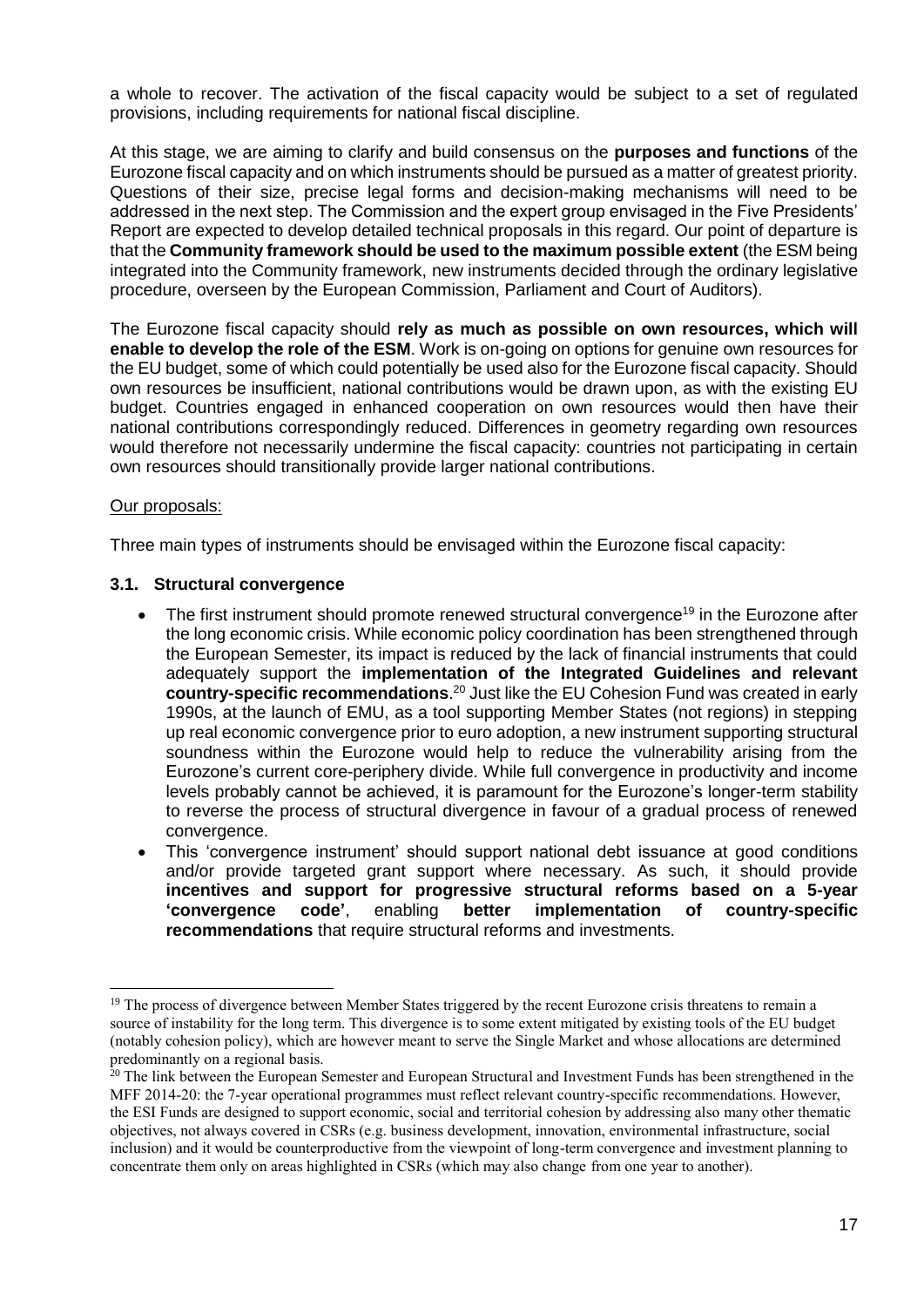a whole to recover. The activation of the fiscal capacity would be subject to a set of regulated provisions, including requirements for national fiscal discipline.

At this stage, we are aiming to clarify and build consensus on the **purposes and functions** of the Eurozone fiscal capacity and on which instruments should be pursued as a matter of greatest priority. Questions of their size, precise legal forms and decision-making mechanisms will need to be addressed in the next step. The Commission and the expert group envisaged in the Five Presidents' Report are expected to develop detailed technical proposals in this regard. Our point of departure is that the **Community framework should be used to the maximum possible extent** (the ESM being integrated into the Community framework, new instruments decided through the ordinary legislative procedure, overseen by the European Commission, Parliament and Court of Auditors).

The Eurozone fiscal capacity should **rely as much as possible on own resources, which will enable to develop the role of the ESM**. Work is on-going on options for genuine own resources for the EU budget, some of which could potentially be used also for the Eurozone fiscal capacity. Should own resources be insufficient, national contributions would be drawn upon, as with the existing EU budget. Countries engaged in enhanced cooperation on own resources would then have their national contributions correspondingly reduced. Differences in geometry regarding own resources would therefore not necessarily undermine the fiscal capacity: countries not participating in certain own resources should transitionally provide larger national contributions.

<u>Our proposals:</u>

Three main types of instruments should be envisaged within the Eurozone fiscal capacity:

### 3.1. Structural convergence

- The first instrument should promote renewed structural convergence[19] in the Eurozone after the long economic crisis. While economic policy coordination has been strengthened through the European Semester, its impact is reduced by the lack of financial instruments that could adequately support the **implementation of the Integrated Guidelines and relevant country-specific recommendations**.[20] Just like the EU Cohesion Fund was created in early 1990s, at the launch of EMU, as a tool supporting Member States (not regions) in stepping up real economic convergence prior to euro adoption, a new instrument supporting structural soundness within the Eurozone would help to reduce the vulnerability arising from the Eurozone's current core-periphery divide. While full convergence in productivity and income levels probably cannot be achieved, it is paramount for the Eurozone's longer-term stability to reverse the process of structural divergence in favour of a gradual process of renewed convergence.
- This 'convergence instrument' should support national debt issuance at good conditions and/or provide targeted grant support where necessary. As such, it should provide **incentives and support for progressive structural reforms based on a 5-year 'convergence code'**, enabling **better implementation of country-specific recommendations** that require structural reforms and investments.

---

[19] The process of divergence between Member States triggered by the recent Eurozone crisis threatens to remain a source of instability for the long term. This divergence is to some extent mitigated by existing tools of the EU budget (notably cohesion policy), which are however meant to serve the Single Market and whose allocations are determined predominantly on a regional basis.

[20] The link between the European Semester and European Structural and Investment Funds has been strengthened in the MFF 2014-20: the 7-year operational programmes must reflect relevant country-specific recommendations. However, the ESI Funds are designed to support economic, social and territorial cohesion by addressing also many other thematic objectives, not always covered in CSRs (e.g. business development, innovation, environmental infrastructure, social inclusion) and it would be counterproductive from the viewpoint of long-term convergence and investment planning to concentrate them only on areas highlighted in CSRs (which may also change from one year to another).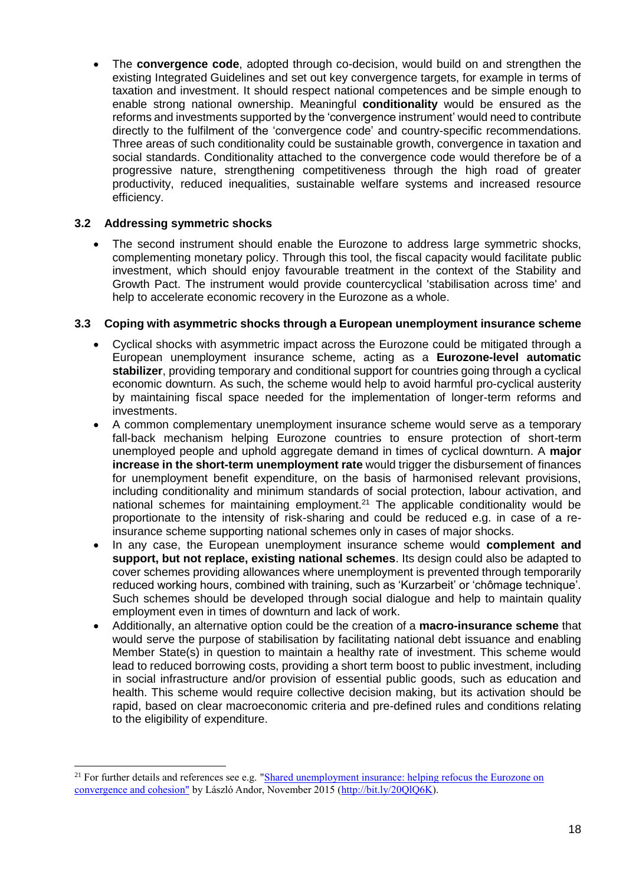- The **convergence code**, adopted through co-decision, would build on and strengthen the existing Integrated Guidelines and set out key convergence targets, for example in terms of taxation and investment. It should respect national competences and be simple enough to enable strong national ownership. Meaningful **conditionality** would be ensured as the reforms and investments supported by the 'convergence instrument' would need to contribute directly to the fulfilment of the 'convergence code' and country-specific recommendations. Three areas of such conditionality could be sustainable growth, convergence in taxation and social standards. Conditionality attached to the convergence code would therefore be of a progressive nature, strengthening competitiveness through the high road of greater productivity, reduced inequalities, sustainable welfare systems and increased resource efficiency.

### 3.2 Addressing symmetric shocks

- The second instrument should enable the Eurozone to address large symmetric shocks, complementing monetary policy. Through this tool, the fiscal capacity would facilitate public investment, which should enjoy favourable treatment in the context of the Stability and Growth Pact. The instrument would provide countercyclical 'stabilisation across time' and help to accelerate economic recovery in the Eurozone as a whole.

### 3.3 Coping with asymmetric shocks through a European unemployment insurance scheme

- Cyclical shocks with asymmetric impact across the Eurozone could be mitigated through a European unemployment insurance scheme, acting as a **Eurozone-level automatic stabilizer**, providing temporary and conditional support for countries going through a cyclical economic downturn. As such, the scheme would help to avoid harmful pro-cyclical austerity by maintaining fiscal space needed for the implementation of longer-term reforms and investments.
- A common complementary unemployment insurance scheme would serve as a temporary fall-back mechanism helping Eurozone countries to ensure protection of short-term unemployed people and uphold aggregate demand in times of cyclical downturn. A **major increase in the short-term unemployment rate** would trigger the disbursement of finances for unemployment benefit expenditure, on the basis of harmonised relevant provisions, including conditionality and minimum standards of social protection, labour activation, and national schemes for maintaining employment.[21] The applicable conditionality would be proportionate to the intensity of risk-sharing and could be reduced e.g. in case of a re-insurance scheme supporting national schemes only in cases of major shocks.
- In any case, the European unemployment insurance scheme would **complement and support, but not replace, existing national schemes**. Its design could also be adapted to cover schemes providing allowances where unemployment is prevented through temporarily reduced working hours, combined with training, such as 'Kurzarbeit' or 'chômage technique'. Such schemes should be developed through social dialogue and help to maintain quality employment even in times of downturn and lack of work.
- Additionally, an alternative option could be the creation of a **macro-insurance scheme** that would serve the purpose of stabilisation by facilitating national debt issuance and enabling Member State(s) in question to maintain a healthy rate of investment. This scheme would lead to reduced borrowing costs, providing a short term boost to public investment, including in social infrastructure and/or provision of essential public goods, such as education and health. This scheme would require collective decision making, but its activation should be rapid, based on clear macroeconomic criteria and pre-defined rules and conditions relating to the eligibility of expenditure.

---

[21] For further details and references see e.g. "Shared unemployment insurance: helping refocus the Eurozone on convergence and cohesion" by László Andor, November 2015 (http://bit.ly/20QlQ6K).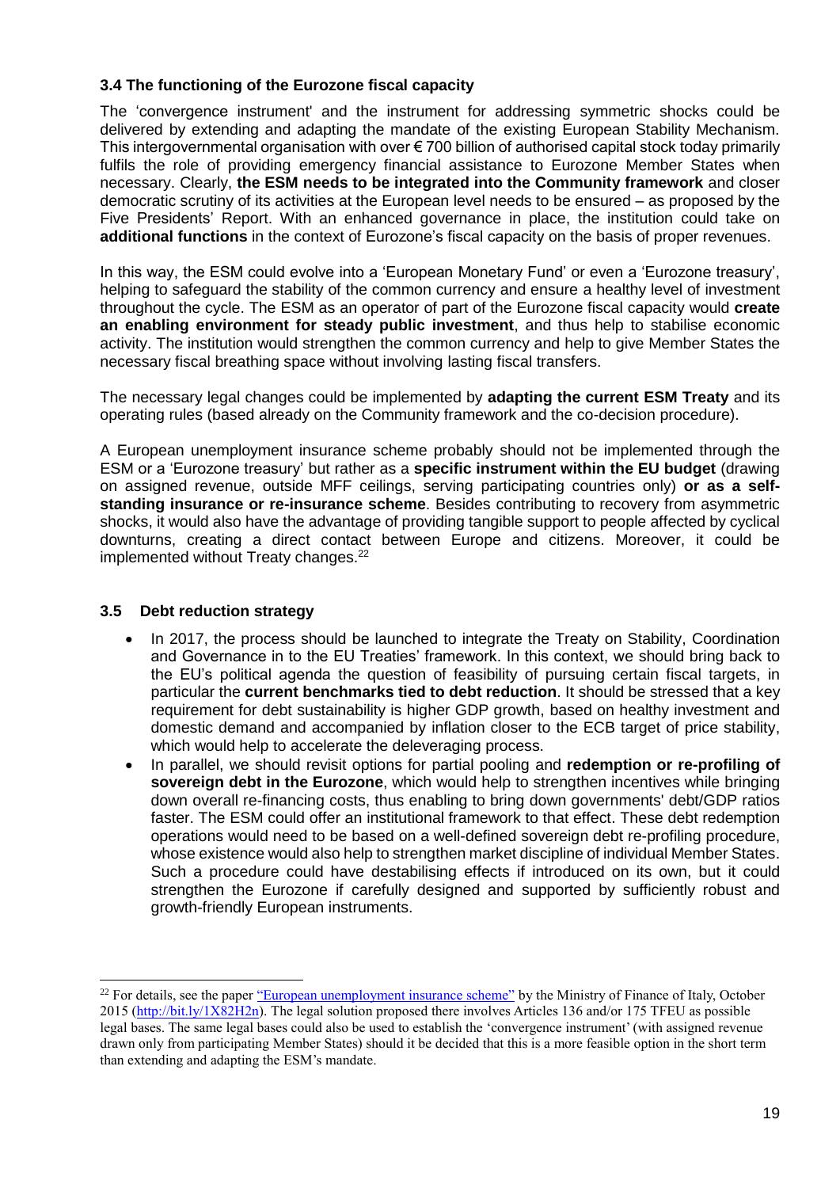### 3.4 The functioning of the Eurozone fiscal capacity

The 'convergence instrument' and the instrument for addressing symmetric shocks could be delivered by extending and adapting the mandate of the existing European Stability Mechanism. This intergovernmental organisation with over € 700 billion of authorised capital stock today primarily fulfils the role of providing emergency financial assistance to Eurozone Member States when necessary. Clearly, **the ESM needs to be integrated into the Community framework** and closer democratic scrutiny of its activities at the European level needs to be ensured – as proposed by the Five Presidents' Report. With an enhanced governance in place, the institution could take on **additional functions** in the context of Eurozone's fiscal capacity on the basis of proper revenues.

In this way, the ESM could evolve into a 'European Monetary Fund' or even a 'Eurozone treasury', helping to safeguard the stability of the common currency and ensure a healthy level of investment throughout the cycle. The ESM as an operator of part of the Eurozone fiscal capacity would **create an enabling environment for steady public investment**, and thus help to stabilise economic activity. The institution would strengthen the common currency and help to give Member States the necessary fiscal breathing space without involving lasting fiscal transfers.

The necessary legal changes could be implemented by **adapting the current ESM Treaty** and its operating rules (based already on the Community framework and the co-decision procedure).

A European unemployment insurance scheme probably should not be implemented through the ESM or a 'Eurozone treasury' but rather as a **specific instrument within the EU budget** (drawing on assigned revenue, outside MFF ceilings, serving participating countries only) **or as a self-standing insurance or re-insurance scheme**. Besides contributing to recovery from asymmetric shocks, it would also have the advantage of providing tangible support to people affected by cyclical downturns, creating a direct contact between Europe and citizens. Moreover, it could be implemented without Treaty changes.[22]

### 3.5 Debt reduction strategy

- In 2017, the process should be launched to integrate the Treaty on Stability, Coordination and Governance in to the EU Treaties' framework. In this context, we should bring back to the EU's political agenda the question of feasibility of pursuing certain fiscal targets, in particular the **current benchmarks tied to debt reduction**. It should be stressed that a key requirement for debt sustainability is higher GDP growth, based on healthy investment and domestic demand and accompanied by inflation closer to the ECB target of price stability, which would help to accelerate the deleveraging process.
- In parallel, we should revisit options for partial pooling and **redemption or re-profiling of sovereign debt in the Eurozone**, which would help to strengthen incentives while bringing down overall re-financing costs, thus enabling to bring down governments' debt/GDP ratios faster. The ESM could offer an institutional framework to that effect. These debt redemption operations would need to be based on a well-defined sovereign debt re-profiling procedure, whose existence would also help to strengthen market discipline of individual Member States. Such a procedure could have destabilising effects if introduced on its own, but it could strengthen the Eurozone if carefully designed and supported by sufficiently robust and growth-friendly European instruments.

---

[22] For details, see the paper "European unemployment insurance scheme" by the Ministry of Finance of Italy, October 2015 (http://bit.ly/1X82H2n). The legal solution proposed there involves Articles 136 and/or 175 TFEU as possible legal bases. The same legal bases could also be used to establish the 'convergence instrument' (with assigned revenue drawn only from participating Member States) should it be decided that this is a more feasible option in the short term than extending and adapting the ESM's mandate.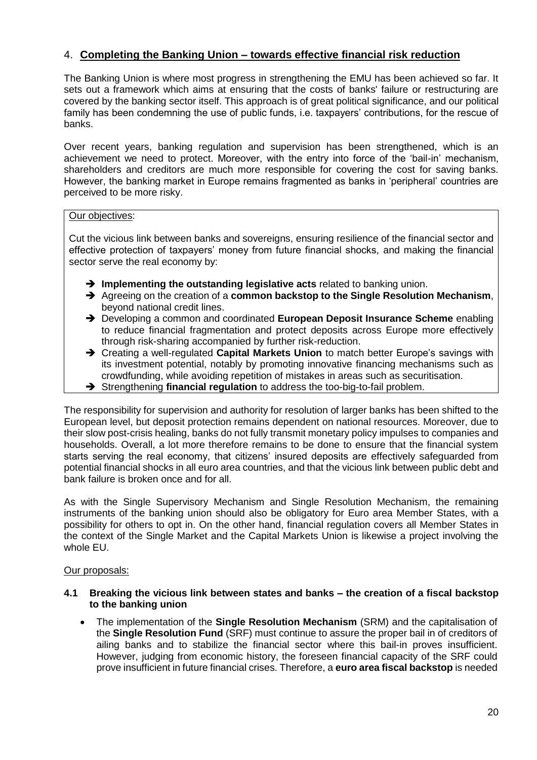## 4. Completing the Banking Union – towards effective financial risk reduction

The Banking Union is where most progress in strengthening the EMU has been achieved so far. It sets out a framework which aims at ensuring that the costs of banks' failure or restructuring are covered by the banking sector itself. This approach is of great political significance, and our political family has been condemning the use of public funds, i.e. taxpayers' contributions, for the rescue of banks.

Over recent years, banking regulation and supervision has been strengthened, which is an achievement we need to protect. Moreover, with the entry into force of the 'bail-in' mechanism, shareholders and creditors are much more responsible for covering the cost for saving banks. However, the banking market in Europe remains fragmented as banks in 'peripheral' countries are perceived to be more risky.

Our objectives:

Cut the vicious link between banks and sovereigns, ensuring resilience of the financial sector and effective protection of taxpayers' money from future financial shocks, and making the financial sector serve the real economy by:

- ➔ **Implementing the outstanding legislative acts** related to banking union.
- ➔ Agreeing on the creation of a **common backstop to the Single Resolution Mechanism**, beyond national credit lines.
- ➔ Developing a common and coordinated **European Deposit Insurance Scheme** enabling to reduce financial fragmentation and protect deposits across Europe more effectively through risk-sharing accompanied by further risk-reduction.
- ➔ Creating a well-regulated **Capital Markets Union** to match better Europe's savings with its investment potential, notably by promoting innovative financing mechanisms such as crowdfunding, while avoiding repetition of mistakes in areas such as securitisation.
- ➔ Strengthening **financial regulation** to address the too-big-to-fail problem.

The responsibility for supervision and authority for resolution of larger banks has been shifted to the European level, but deposit protection remains dependent on national resources. Moreover, due to their slow post-crisis healing, banks do not fully transmit monetary policy impulses to companies and households. Overall, a lot more therefore remains to be done to ensure that the financial system starts serving the real economy, that citizens' insured deposits are effectively safeguarded from potential financial shocks in all euro area countries, and that the vicious link between public debt and bank failure is broken once and for all.

As with the Single Supervisory Mechanism and Single Resolution Mechanism, the remaining instruments of the banking union should also be obligatory for Euro area Member States, with a possibility for others to opt in. On the other hand, financial regulation covers all Member States in the context of the Single Market and the Capital Markets Union is likewise a project involving the whole EU.

Our proposals:

### 4.1 Breaking the vicious link between states and banks – the creation of a fiscal backstop to the banking union

- The implementation of the **Single Resolution Mechanism** (SRM) and the capitalisation of the **Single Resolution Fund** (SRF) must continue to assure the proper bail in of creditors of ailing banks and to stabilize the financial sector where this bail-in proves insufficient. However, judging from economic history, the foreseen financial capacity of the SRF could prove insufficient in future financial crises. Therefore, a **euro area fiscal backstop** is needed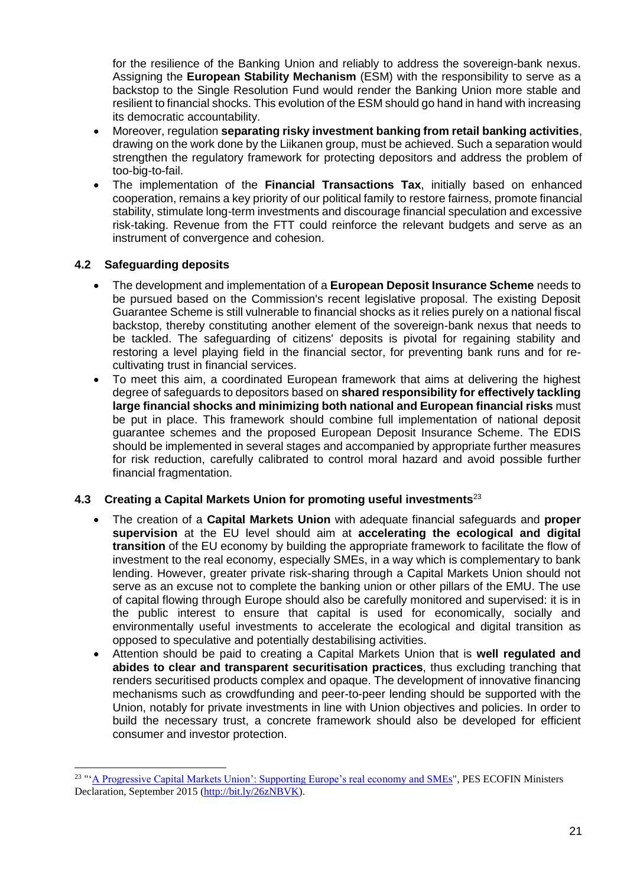for the resilience of the Banking Union and reliably to address the sovereign-bank nexus. Assigning the **European Stability Mechanism** (ESM) with the responsibility to serve as a backstop to the Single Resolution Fund would render the Banking Union more stable and resilient to financial shocks. This evolution of the ESM should go hand in hand with increasing its democratic accountability.

- Moreover, regulation **separating risky investment banking from retail banking activities**, drawing on the work done by the Liikanen group, must be achieved. Such a separation would strengthen the regulatory framework for protecting depositors and address the problem of too-big-to-fail.
- The implementation of the **Financial Transactions Tax**, initially based on enhanced cooperation, remains a key priority of our political family to restore fairness, promote financial stability, stimulate long-term investments and discourage financial speculation and excessive risk-taking. Revenue from the FTT could reinforce the relevant budgets and serve as an instrument of convergence and cohesion.

### 4.2 Safeguarding deposits

- The development and implementation of a **European Deposit Insurance Scheme** needs to be pursued based on the Commission's recent legislative proposal. The existing Deposit Guarantee Scheme is still vulnerable to financial shocks as it relies purely on a national fiscal backstop, thereby constituting another element of the sovereign-bank nexus that needs to be tackled. The safeguarding of citizens' deposits is pivotal for regaining stability and restoring a level playing field in the financial sector, for preventing bank runs and for re-cultivating trust in financial services.
- To meet this aim, a coordinated European framework that aims at delivering the highest degree of safeguards to depositors based on **shared responsibility for effectively tackling large financial shocks and minimizing both national and European financial risks** must be put in place. This framework should combine full implementation of national deposit guarantee schemes and the proposed European Deposit Insurance Scheme. The EDIS should be implemented in several stages and accompanied by appropriate further measures for risk reduction, carefully calibrated to control moral hazard and avoid possible further financial fragmentation.

### 4.3 Creating a Capital Markets Union for promoting useful investments[23]

- The creation of a **Capital Markets Union** with adequate financial safeguards and **proper supervision** at the EU level should aim at **accelerating the ecological and digital transition** of the EU economy by building the appropriate framework to facilitate the flow of investment to the real economy, especially SMEs, in a way which is complementary to bank lending. However, greater private risk-sharing through a Capital Markets Union should not serve as an excuse not to complete the banking union or other pillars of the EMU. The use of capital flowing through Europe should also be carefully monitored and supervised: it is in the public interest to ensure that capital is used for economically, socially and environmentally useful investments to accelerate the ecological and digital transition as opposed to speculative and potentially destabilising activities.
- Attention should be paid to creating a Capital Markets Union that is **well regulated and abides to clear and transparent securitisation practices**, thus excluding tranching that renders securitised products complex and opaque. The development of innovative financing mechanisms such as crowdfunding and peer-to-peer lending should be supported with the Union, notably for private investments in line with Union objectives and policies. In order to build the necessary trust, a concrete framework should also be developed for efficient consumer and investor protection.

---

[23] "'A Progressive Capital Markets Union': Supporting Europe's real economy and SMEs", PES ECOFIN Ministers Declaration, September 2015 (http://bit.ly/26zNBVK).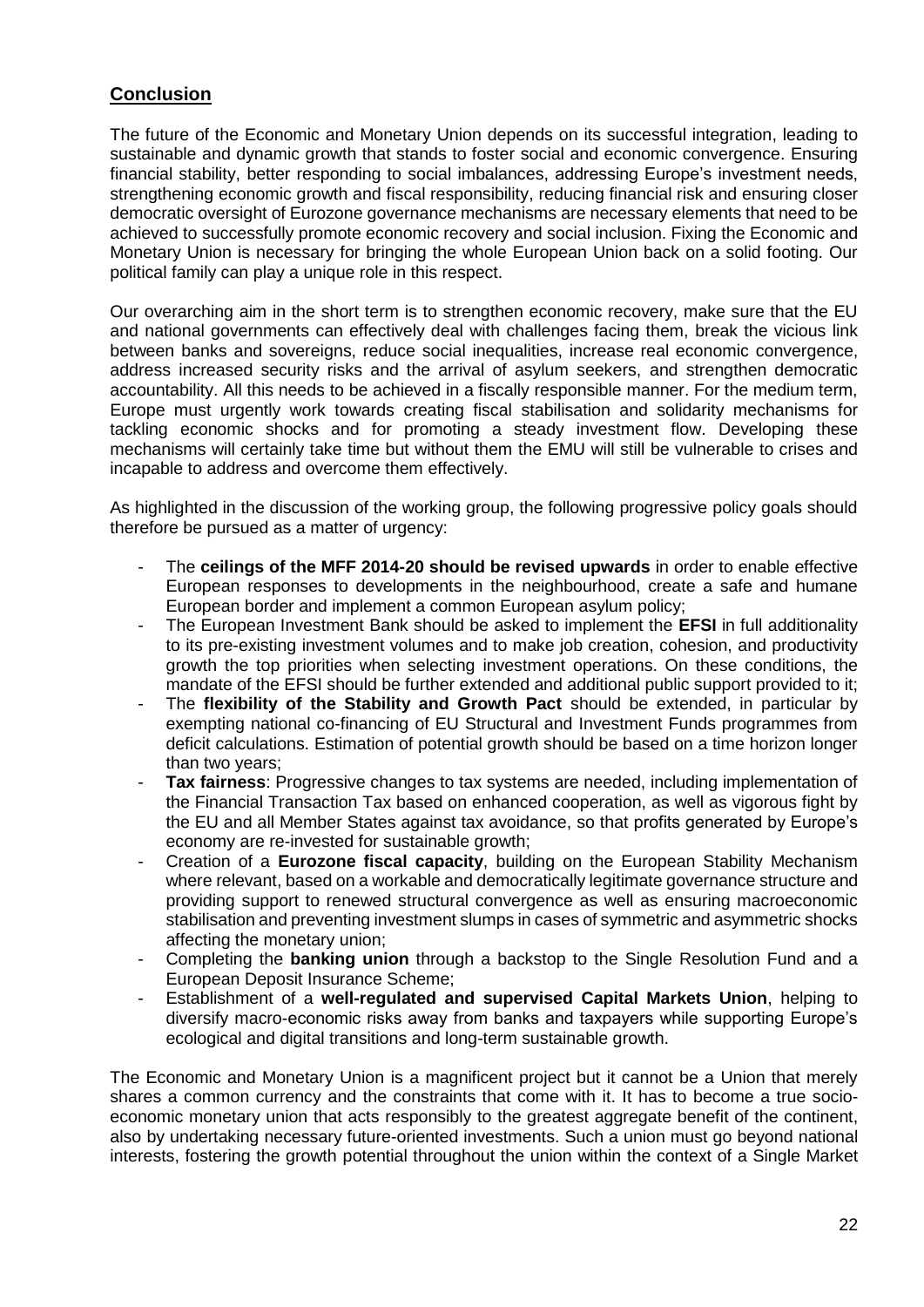## Conclusion

The future of the Economic and Monetary Union depends on its successful integration, leading to sustainable and dynamic growth that stands to foster social and economic convergence. Ensuring financial stability, better responding to social imbalances, addressing Europe's investment needs, strengthening economic growth and fiscal responsibility, reducing financial risk and ensuring closer democratic oversight of Eurozone governance mechanisms are necessary elements that need to be achieved to successfully promote economic recovery and social inclusion. Fixing the Economic and Monetary Union is necessary for bringing the whole European Union back on a solid footing. Our political family can play a unique role in this respect.

Our overarching aim in the short term is to strengthen economic recovery, make sure that the EU and national governments can effectively deal with challenges facing them, break the vicious link between banks and sovereigns, reduce social inequalities, increase real economic convergence, address increased security risks and the arrival of asylum seekers, and strengthen democratic accountability. All this needs to be achieved in a fiscally responsible manner. For the medium term, Europe must urgently work towards creating fiscal stabilisation and solidarity mechanisms for tackling economic shocks and for promoting a steady investment flow. Developing these mechanisms will certainly take time but without them the EMU will still be vulnerable to crises and incapable to address and overcome them effectively.

As highlighted in the discussion of the working group, the following progressive policy goals should therefore be pursued as a matter of urgency:

- The **ceilings of the MFF 2014-20 should be revised upwards** in order to enable effective European responses to developments in the neighbourhood, create a safe and humane European border and implement a common European asylum policy;
- The European Investment Bank should be asked to implement the **EFSI** in full additionality to its pre-existing investment volumes and to make job creation, cohesion, and productivity growth the top priorities when selecting investment operations. On these conditions, the mandate of the EFSI should be further extended and additional public support provided to it;
- The **flexibility of the Stability and Growth Pact** should be extended, in particular by exempting national co-financing of EU Structural and Investment Funds programmes from deficit calculations. Estimation of potential growth should be based on a time horizon longer than two years;
- **Tax fairness**: Progressive changes to tax systems are needed, including implementation of the Financial Transaction Tax based on enhanced cooperation, as well as vigorous fight by the EU and all Member States against tax avoidance, so that profits generated by Europe's economy are re-invested for sustainable growth;
- Creation of a **Eurozone fiscal capacity**, building on the European Stability Mechanism where relevant, based on a workable and democratically legitimate governance structure and providing support to renewed structural convergence as well as ensuring macroeconomic stabilisation and preventing investment slumps in cases of symmetric and asymmetric shocks affecting the monetary union;
- Completing the **banking union** through a backstop to the Single Resolution Fund and a European Deposit Insurance Scheme;
- Establishment of a **well-regulated and supervised Capital Markets Union**, helping to diversify macro-economic risks away from banks and taxpayers while supporting Europe's ecological and digital transitions and long-term sustainable growth.

The Economic and Monetary Union is a magnificent project but it cannot be a Union that merely shares a common currency and the constraints that come with it. It has to become a true socio-economic monetary union that acts responsibly to the greatest aggregate benefit of the continent, also by undertaking necessary future-oriented investments. Such a union must go beyond national interests, fostering the growth potential throughout the union within the context of a Single Market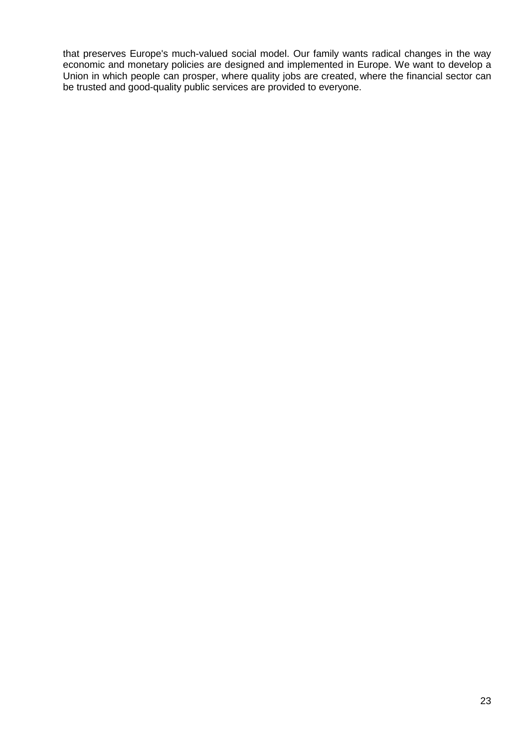that preserves Europe's much-valued social model. Our family wants radical changes in the way economic and monetary policies are designed and implemented in Europe. We want to develop a Union in which people can prosper, where quality jobs are created, where the financial sector can be trusted and good-quality public services are provided to everyone.